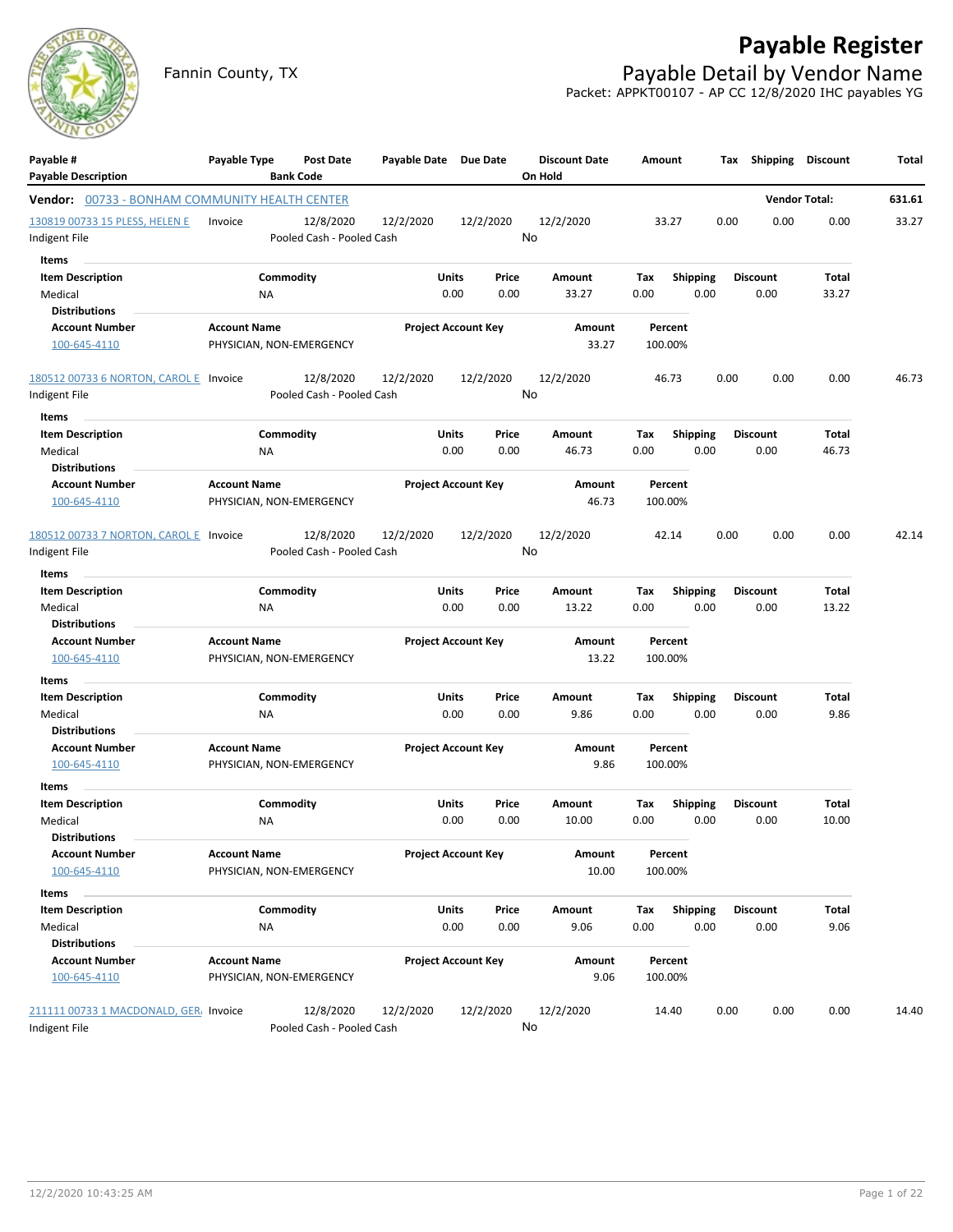# Payable Register

Fannin County, TX

## Payable Detail by Vendor Name

Packet: APPKT00107 - AP CC 12/8/2020 IHC payables YG

| Payable # / Payable Description | Payable Type | Post Date / Bank Code | Payable Date | Due Date | Discount Date / On Hold | Amount | Tax | Shipping | Discount | Total |
|---|---|---|---|---|---|---|---|---|---|---|

**Vendor:** 00733 - BONHAM COMMUNITY HEALTH CENTER — **Vendor Total:** 631.61

| Payable # | Payable Type | Post Date | Payable Date | Due Date | Discount Date | Amount | Tax | Shipping | Discount | Total |
|---|---|---|---|---|---|---|---|---|---|---|
| 130819 00733 15 PLESS, HELEN E | Invoice | 12/8/2020 | 12/2/2020 | 12/2/2020 | 12/2/2020 | 33.27 | 0.00 | 0.00 | 0.00 | 33.27 |
| Indigent File | | Pooled Cash - Pooled Cash | | | No | | | | | |

Items

| Item Description | Commodity | Units | Price | Amount | Tax | Shipping | Discount | Total |
|---|---|---|---|---|---|---|---|---|
| Medical | NA | 0.00 | 0.00 | 33.27 | 0.00 | 0.00 | 0.00 | 33.27 |

Distributions

| Account Number | Account Name | Project Account Key | Amount | Percent |
|---|---|---|---|---|
| 100-645-4110 | PHYSICIAN, NON-EMERGENCY | | 33.27 | 100.00% |

| Payable # | Payable Type | Post Date | Payable Date | Due Date | Discount Date | Amount | Tax | Shipping | Discount | Total |
|---|---|---|---|---|---|---|---|---|---|---|
| 180512 00733 6 NORTON, CAROL E | Invoice | 12/8/2020 | 12/2/2020 | 12/2/2020 | 12/2/2020 | 46.73 | 0.00 | 0.00 | 0.00 | 46.73 |
| Indigent File | | Pooled Cash - Pooled Cash | | | No | | | | | |

Items

| Item Description | Commodity | Units | Price | Amount | Tax | Shipping | Discount | Total |
|---|---|---|---|---|---|---|---|---|
| Medical | NA | 0.00 | 0.00 | 46.73 | 0.00 | 0.00 | 0.00 | 46.73 |

Distributions

| Account Number | Account Name | Project Account Key | Amount | Percent |
|---|---|---|---|---|
| 100-645-4110 | PHYSICIAN, NON-EMERGENCY | | 46.73 | 100.00% |

| Payable # | Payable Type | Post Date | Payable Date | Due Date | Discount Date | Amount | Tax | Shipping | Discount | Total |
|---|---|---|---|---|---|---|---|---|---|---|
| 180512 00733 7 NORTON, CAROL E | Invoice | 12/8/2020 | 12/2/2020 | 12/2/2020 | 12/2/2020 | 42.14 | 0.00 | 0.00 | 0.00 | 42.14 |
| Indigent File | | Pooled Cash - Pooled Cash | | | No | | | | | |

Items

| Item Description | Commodity | Units | Price | Amount | Tax | Shipping | Discount | Total |
|---|---|---|---|---|---|---|---|---|
| Medical | NA | 0.00 | 0.00 | 13.22 | 0.00 | 0.00 | 0.00 | 13.22 |

Distributions

| Account Number | Account Name | Project Account Key | Amount | Percent |
|---|---|---|---|---|
| 100-645-4110 | PHYSICIAN, NON-EMERGENCY | | 13.22 | 100.00% |

Items

| Item Description | Commodity | Units | Price | Amount | Tax | Shipping | Discount | Total |
|---|---|---|---|---|---|---|---|---|
| Medical | NA | 0.00 | 0.00 | 9.86 | 0.00 | 0.00 | 0.00 | 9.86 |

Distributions

| Account Number | Account Name | Project Account Key | Amount | Percent |
|---|---|---|---|---|
| 100-645-4110 | PHYSICIAN, NON-EMERGENCY | | 9.86 | 100.00% |

Items

| Item Description | Commodity | Units | Price | Amount | Tax | Shipping | Discount | Total |
|---|---|---|---|---|---|---|---|---|
| Medical | NA | 0.00 | 0.00 | 10.00 | 0.00 | 0.00 | 0.00 | 10.00 |

Distributions

| Account Number | Account Name | Project Account Key | Amount | Percent |
|---|---|---|---|---|
| 100-645-4110 | PHYSICIAN, NON-EMERGENCY | | 10.00 | 100.00% |

Items

| Item Description | Commodity | Units | Price | Amount | Tax | Shipping | Discount | Total |
|---|---|---|---|---|---|---|---|---|
| Medical | NA | 0.00 | 0.00 | 9.06 | 0.00 | 0.00 | 0.00 | 9.06 |

Distributions

| Account Number | Account Name | Project Account Key | Amount | Percent |
|---|---|---|---|---|
| 100-645-4110 | PHYSICIAN, NON-EMERGENCY | | 9.06 | 100.00% |

| Payable # | Payable Type | Post Date | Payable Date | Due Date | Discount Date | Amount | Tax | Shipping | Discount | Total |
|---|---|---|---|---|---|---|---|---|---|---|
| 211111 00733 1 MACDONALD, GER/ | Invoice | 12/8/2020 | 12/2/2020 | 12/2/2020 | 12/2/2020 | 14.40 | 0.00 | 0.00 | 0.00 | 14.40 |
| Indigent File | | Pooled Cash - Pooled Cash | | | No | | | | | |

12/2/2020 10:43:25 AM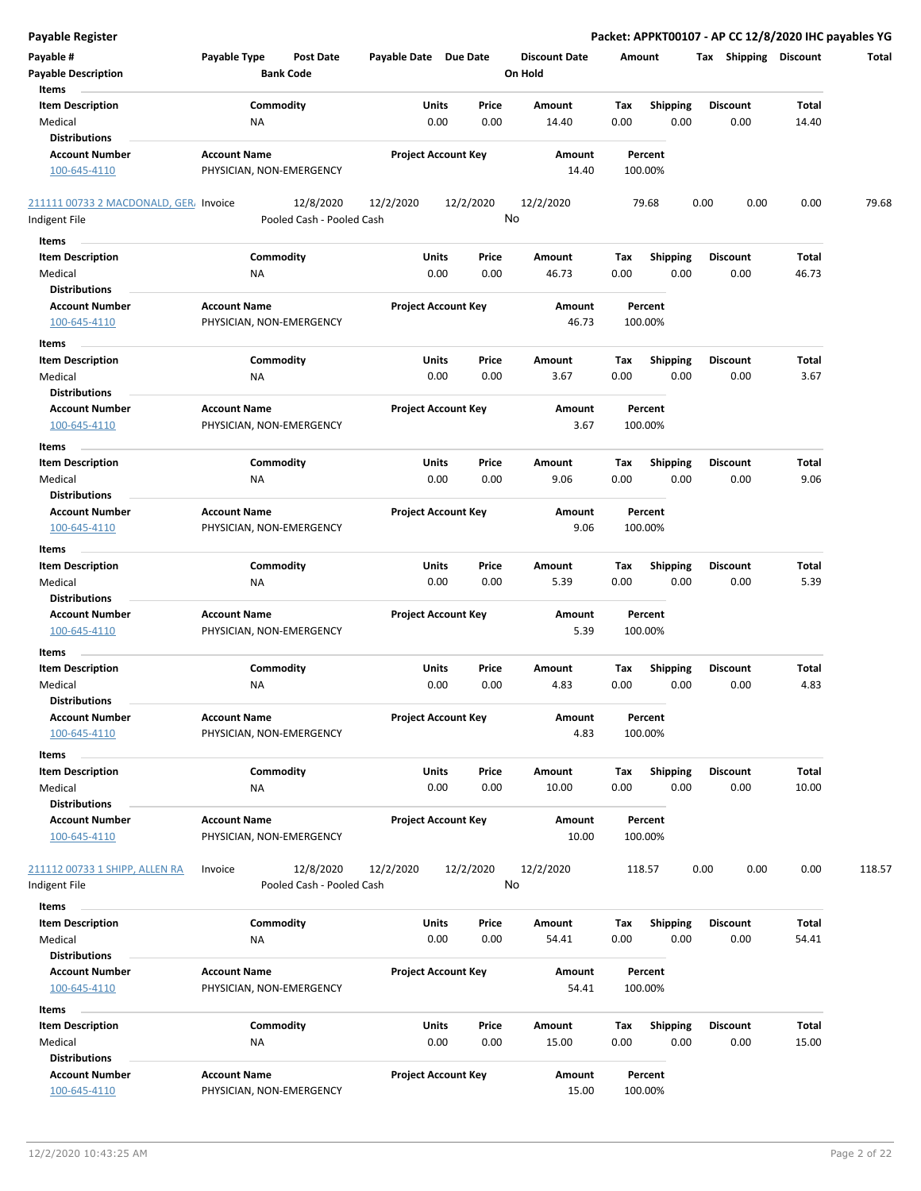## Payable Register

**Packet: APPKT00107 - AP CC 12/8/2020 IHC payables YG**

| Payable # | Payable Type | Post Date | Payable Date | Due Date | Discount Date | Amount | Tax | Shipping | Discount | Total |
|---|---|---|---|---|---|---|---|---|---|---|
| **Payable Description** | | **Bank Code** | | | **On Hold** | | | | | |

**Items**

| Item Description | Commodity | Units | Price | Amount | Tax | Shipping | Discount | Total |
|---|---|---|---|---|---|---|---|---|
| Medical | NA | 0.00 | 0.00 | 14.40 | 0.00 | 0.00 | 0.00 | 14.40 |

**Distributions**

| Account Number | Account Name | Project Account Key | Amount | Percent |
|---|---|---|---|---|
| 100-645-4110 | PHYSICIAN, NON-EMERGENCY | | 14.40 | 100.00% |

| Payable # | Payable Type | Post Date | Payable Date | Due Date | Discount Date | Amount | Tax | Shipping | Discount | Total |
|---|---|---|---|---|---|---|---|---|---|---|
| 211111 00733 2 MACDONALD, GER/ | Invoice | 12/8/2020 | 12/2/2020 | 12/2/2020 | 12/2/2020 | 79.68 | 0.00 | 0.00 | 0.00 | 79.68 |
| Indigent File | | Pooled Cash - Pooled Cash | | | No | | | | | |

**Items**

| Item Description | Commodity | Units | Price | Amount | Tax | Shipping | Discount | Total |
|---|---|---|---|---|---|---|---|---|
| Medical | NA | 0.00 | 0.00 | 46.73 | 0.00 | 0.00 | 0.00 | 46.73 |

**Distributions**

| Account Number | Account Name | Project Account Key | Amount | Percent |
|---|---|---|---|---|
| 100-645-4110 | PHYSICIAN, NON-EMERGENCY | | 46.73 | 100.00% |

**Items**

| Item Description | Commodity | Units | Price | Amount | Tax | Shipping | Discount | Total |
|---|---|---|---|---|---|---|---|---|
| Medical | NA | 0.00 | 0.00 | 3.67 | 0.00 | 0.00 | 0.00 | 3.67 |

**Distributions**

| Account Number | Account Name | Project Account Key | Amount | Percent |
|---|---|---|---|---|
| 100-645-4110 | PHYSICIAN, NON-EMERGENCY | | 3.67 | 100.00% |

**Items**

| Item Description | Commodity | Units | Price | Amount | Tax | Shipping | Discount | Total |
|---|---|---|---|---|---|---|---|---|
| Medical | NA | 0.00 | 0.00 | 9.06 | 0.00 | 0.00 | 0.00 | 9.06 |

**Distributions**

| Account Number | Account Name | Project Account Key | Amount | Percent |
|---|---|---|---|---|
| 100-645-4110 | PHYSICIAN, NON-EMERGENCY | | 9.06 | 100.00% |

**Items**

| Item Description | Commodity | Units | Price | Amount | Tax | Shipping | Discount | Total |
|---|---|---|---|---|---|---|---|---|
| Medical | NA | 0.00 | 0.00 | 5.39 | 0.00 | 0.00 | 0.00 | 5.39 |

**Distributions**

| Account Number | Account Name | Project Account Key | Amount | Percent |
|---|---|---|---|---|
| 100-645-4110 | PHYSICIAN, NON-EMERGENCY | | 5.39 | 100.00% |

**Items**

| Item Description | Commodity | Units | Price | Amount | Tax | Shipping | Discount | Total |
|---|---|---|---|---|---|---|---|---|
| Medical | NA | 0.00 | 0.00 | 4.83 | 0.00 | 0.00 | 0.00 | 4.83 |

**Distributions**

| Account Number | Account Name | Project Account Key | Amount | Percent |
|---|---|---|---|---|
| 100-645-4110 | PHYSICIAN, NON-EMERGENCY | | 4.83 | 100.00% |

**Items**

| Item Description | Commodity | Units | Price | Amount | Tax | Shipping | Discount | Total |
|---|---|---|---|---|---|---|---|---|
| Medical | NA | 0.00 | 0.00 | 10.00 | 0.00 | 0.00 | 0.00 | 10.00 |

**Distributions**

| Account Number | Account Name | Project Account Key | Amount | Percent |
|---|---|---|---|---|
| 100-645-4110 | PHYSICIAN, NON-EMERGENCY | | 10.00 | 100.00% |

| Payable # | Payable Type | Post Date | Payable Date | Due Date | Discount Date | Amount | Tax | Shipping | Discount | Total |
|---|---|---|---|---|---|---|---|---|---|---|
| 211112 00733 1 SHIPP, ALLEN RA | Invoice | 12/8/2020 | 12/2/2020 | 12/2/2020 | 12/2/2020 | 118.57 | 0.00 | 0.00 | 0.00 | 118.57 |
| Indigent File | | Pooled Cash - Pooled Cash | | | No | | | | | |

**Items**

| Item Description | Commodity | Units | Price | Amount | Tax | Shipping | Discount | Total |
|---|---|---|---|---|---|---|---|---|
| Medical | NA | 0.00 | 0.00 | 54.41 | 0.00 | 0.00 | 0.00 | 54.41 |

**Distributions**

| Account Number | Account Name | Project Account Key | Amount | Percent |
|---|---|---|---|---|
| 100-645-4110 | PHYSICIAN, NON-EMERGENCY | | 54.41 | 100.00% |

**Items**

| Item Description | Commodity | Units | Price | Amount | Tax | Shipping | Discount | Total |
|---|---|---|---|---|---|---|---|---|
| Medical | NA | 0.00 | 0.00 | 15.00 | 0.00 | 0.00 | 0.00 | 15.00 |

**Distributions**

| Account Number | Account Name | Project Account Key | Amount | Percent |
|---|---|---|---|---|
| 100-645-4110 | PHYSICIAN, NON-EMERGENCY | | 15.00 | 100.00% |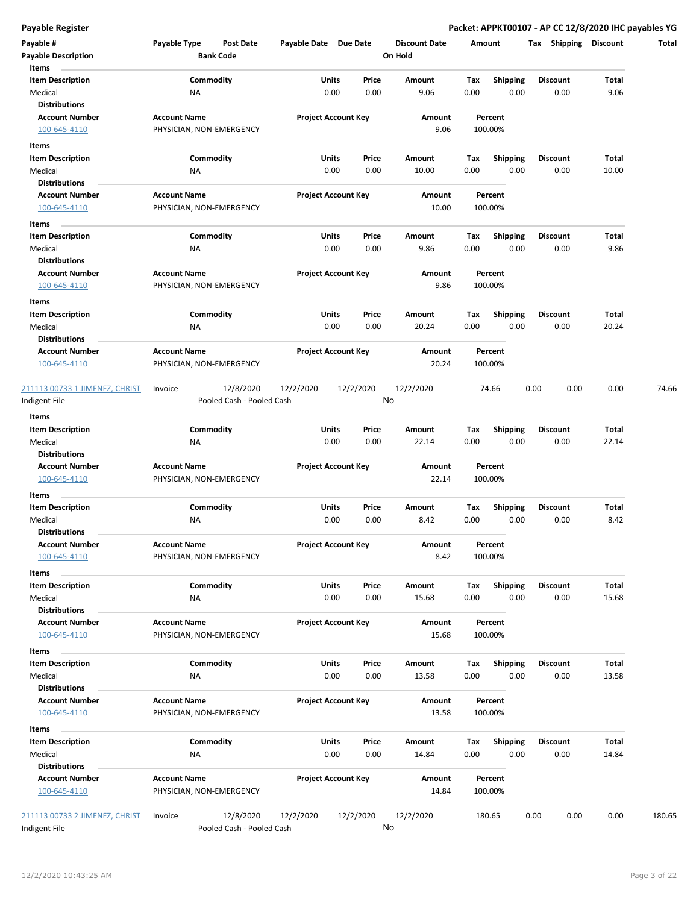**Payable Register** — **Packet: APPKT00107 - AP CC 12/8/2020 IHC payables YG**

| Payable # | Payable Type | Post Date | Payable Date | Due Date | Discount Date | Amount | Tax | Shipping | Discount | Total |
|---|---|---|---|---|---|---|---|---|---|---|
| **Payable Description** | | **Bank Code** | | | **On Hold** | | | | | |

**Items**

| Item Description | Commodity | Units | Price | Amount | Tax | Shipping | Discount | Total |
|---|---|---|---|---|---|---|---|---|
| Medical | NA | 0.00 | 0.00 | 9.06 | 0.00 | 0.00 | 0.00 | 9.06 |

**Distributions**

| Account Number | Account Name | Project Account Key | Amount | Percent |
|---|---|---|---|---|
| 100-645-4110 | PHYSICIAN, NON-EMERGENCY | | 9.06 | 100.00% |

**Items**

| Item Description | Commodity | Units | Price | Amount | Tax | Shipping | Discount | Total |
|---|---|---|---|---|---|---|---|---|
| Medical | NA | 0.00 | 0.00 | 10.00 | 0.00 | 0.00 | 0.00 | 10.00 |

**Distributions**

| Account Number | Account Name | Project Account Key | Amount | Percent |
|---|---|---|---|---|
| 100-645-4110 | PHYSICIAN, NON-EMERGENCY | | 10.00 | 100.00% |

**Items**

| Item Description | Commodity | Units | Price | Amount | Tax | Shipping | Discount | Total |
|---|---|---|---|---|---|---|---|---|
| Medical | NA | 0.00 | 0.00 | 9.86 | 0.00 | 0.00 | 0.00 | 9.86 |

**Distributions**

| Account Number | Account Name | Project Account Key | Amount | Percent |
|---|---|---|---|---|
| 100-645-4110 | PHYSICIAN, NON-EMERGENCY | | 9.86 | 100.00% |

**Items**

| Item Description | Commodity | Units | Price | Amount | Tax | Shipping | Discount | Total |
|---|---|---|---|---|---|---|---|---|
| Medical | NA | 0.00 | 0.00 | 20.24 | 0.00 | 0.00 | 0.00 | 20.24 |

**Distributions**

| Account Number | Account Name | Project Account Key | Amount | Percent |
|---|---|---|---|---|
| 100-645-4110 | PHYSICIAN, NON-EMERGENCY | | 20.24 | 100.00% |

| Payable # | Payable Type | Post Date | Payable Date | Due Date | Discount Date | Amount | Tax | Shipping | Discount | Total |
|---|---|---|---|---|---|---|---|---|---|---|
| 211113 00733 1 JIMENEZ, CHRIST | Invoice | 12/8/2020 | 12/2/2020 | 12/2/2020 | 12/2/2020 | 74.66 | 0.00 | 0.00 | 0.00 | 74.66 |
| Indigent File | | Pooled Cash - Pooled Cash | | | No | | | | | |

**Items**

| Item Description | Commodity | Units | Price | Amount | Tax | Shipping | Discount | Total |
|---|---|---|---|---|---|---|---|---|
| Medical | NA | 0.00 | 0.00 | 22.14 | 0.00 | 0.00 | 0.00 | 22.14 |

**Distributions**

| Account Number | Account Name | Project Account Key | Amount | Percent |
|---|---|---|---|---|
| 100-645-4110 | PHYSICIAN, NON-EMERGENCY | | 22.14 | 100.00% |

**Items**

| Item Description | Commodity | Units | Price | Amount | Tax | Shipping | Discount | Total |
|---|---|---|---|---|---|---|---|---|
| Medical | NA | 0.00 | 0.00 | 8.42 | 0.00 | 0.00 | 0.00 | 8.42 |

**Distributions**

| Account Number | Account Name | Project Account Key | Amount | Percent |
|---|---|---|---|---|
| 100-645-4110 | PHYSICIAN, NON-EMERGENCY | | 8.42 | 100.00% |

**Items**

| Item Description | Commodity | Units | Price | Amount | Tax | Shipping | Discount | Total |
|---|---|---|---|---|---|---|---|---|
| Medical | NA | 0.00 | 0.00 | 15.68 | 0.00 | 0.00 | 0.00 | 15.68 |

**Distributions**

| Account Number | Account Name | Project Account Key | Amount | Percent |
|---|---|---|---|---|
| 100-645-4110 | PHYSICIAN, NON-EMERGENCY | | 15.68 | 100.00% |

**Items**

| Item Description | Commodity | Units | Price | Amount | Tax | Shipping | Discount | Total |
|---|---|---|---|---|---|---|---|---|
| Medical | NA | 0.00 | 0.00 | 13.58 | 0.00 | 0.00 | 0.00 | 13.58 |

**Distributions**

| Account Number | Account Name | Project Account Key | Amount | Percent |
|---|---|---|---|---|
| 100-645-4110 | PHYSICIAN, NON-EMERGENCY | | 13.58 | 100.00% |

**Items**

| Item Description | Commodity | Units | Price | Amount | Tax | Shipping | Discount | Total |
|---|---|---|---|---|---|---|---|---|
| Medical | NA | 0.00 | 0.00 | 14.84 | 0.00 | 0.00 | 0.00 | 14.84 |

**Distributions**

| Account Number | Account Name | Project Account Key | Amount | Percent |
|---|---|---|---|---|
| 100-645-4110 | PHYSICIAN, NON-EMERGENCY | | 14.84 | 100.00% |

| Payable # | Payable Type | Post Date | Payable Date | Due Date | Discount Date | Amount | Tax | Shipping | Discount | Total |
|---|---|---|---|---|---|---|---|---|---|---|
| 211113 00733 2 JIMENEZ, CHRIST | Invoice | 12/8/2020 | 12/2/2020 | 12/2/2020 | 12/2/2020 | 180.65 | 0.00 | 0.00 | 0.00 | 180.65 |
| Indigent File | | Pooled Cash - Pooled Cash | | | No | | | | | |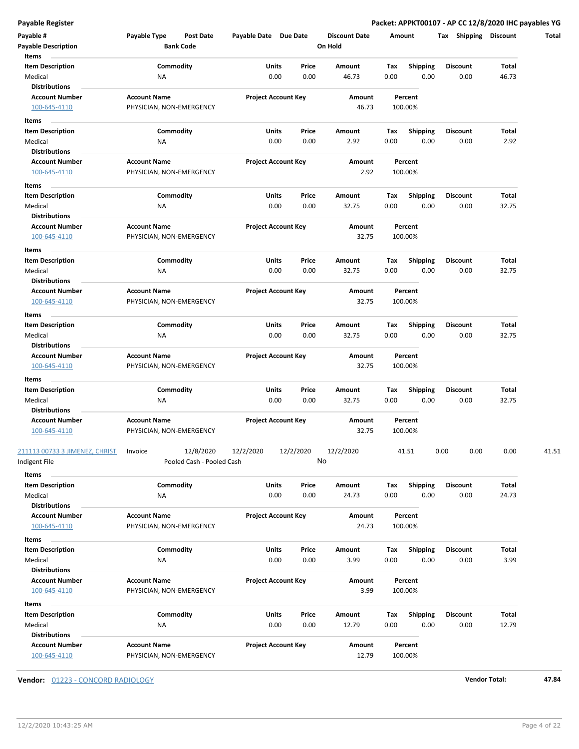**Payable Register** | **Packet: APPKT00107 - AP CC 12/8/2020 IHC payables YG**

| Payable # | Payable Type | Post Date | Payable Date | Due Date | Discount Date | Amount | Tax | Shipping | Discount | Total |
|---|---|---|---|---|---|---|---|---|---|---|
| **Payable Description** | | **Bank Code** | | | **On Hold** | | | | | |

**Items**

| Item Description | Commodity | Units | Price | Amount | Tax | Shipping | Discount | Total |
|---|---|---|---|---|---|---|---|---|
| Medical | NA | 0.00 | 0.00 | 46.73 | 0.00 | 0.00 | 0.00 | 46.73 |

**Distributions**

| Account Number | Account Name | Project Account Key | Amount | Percent |
|---|---|---|---|---|
| 100-645-4110 | PHYSICIAN, NON-EMERGENCY | | 46.73 | 100.00% |

**Items**

| Item Description | Commodity | Units | Price | Amount | Tax | Shipping | Discount | Total |
|---|---|---|---|---|---|---|---|---|
| Medical | NA | 0.00 | 0.00 | 2.92 | 0.00 | 0.00 | 0.00 | 2.92 |

**Distributions**

| Account Number | Account Name | Project Account Key | Amount | Percent |
|---|---|---|---|---|
| 100-645-4110 | PHYSICIAN, NON-EMERGENCY | | 2.92 | 100.00% |

**Items**

| Item Description | Commodity | Units | Price | Amount | Tax | Shipping | Discount | Total |
|---|---|---|---|---|---|---|---|---|
| Medical | NA | 0.00 | 0.00 | 32.75 | 0.00 | 0.00 | 0.00 | 32.75 |

**Distributions**

| Account Number | Account Name | Project Account Key | Amount | Percent |
|---|---|---|---|---|
| 100-645-4110 | PHYSICIAN, NON-EMERGENCY | | 32.75 | 100.00% |

**Items**

| Item Description | Commodity | Units | Price | Amount | Tax | Shipping | Discount | Total |
|---|---|---|---|---|---|---|---|---|
| Medical | NA | 0.00 | 0.00 | 32.75 | 0.00 | 0.00 | 0.00 | 32.75 |

**Distributions**

| Account Number | Account Name | Project Account Key | Amount | Percent |
|---|---|---|---|---|
| 100-645-4110 | PHYSICIAN, NON-EMERGENCY | | 32.75 | 100.00% |

**Items**

| Item Description | Commodity | Units | Price | Amount | Tax | Shipping | Discount | Total |
|---|---|---|---|---|---|---|---|---|
| Medical | NA | 0.00 | 0.00 | 32.75 | 0.00 | 0.00 | 0.00 | 32.75 |

**Distributions**

| Account Number | Account Name | Project Account Key | Amount | Percent |
|---|---|---|---|---|
| 100-645-4110 | PHYSICIAN, NON-EMERGENCY | | 32.75 | 100.00% |

**Items**

| Item Description | Commodity | Units | Price | Amount | Tax | Shipping | Discount | Total |
|---|---|---|---|---|---|---|---|---|
| Medical | NA | 0.00 | 0.00 | 32.75 | 0.00 | 0.00 | 0.00 | 32.75 |

**Distributions**

| Account Number | Account Name | Project Account Key | Amount | Percent |
|---|---|---|---|---|
| 100-645-4110 | PHYSICIAN, NON-EMERGENCY | | 32.75 | 100.00% |

| Payable # | Payable Type | Post Date | Payable Date | Due Date | Discount Date | Amount | Tax | Shipping | Discount | Total |
|---|---|---|---|---|---|---|---|---|---|---|
| 211113 00733 3 JIMENEZ, CHRIST | Invoice | 12/8/2020 | 12/2/2020 | 12/2/2020 | 12/2/2020 | 41.51 | 0.00 | 0.00 | 0.00 | 41.51 |
| Indigent File | | Pooled Cash - Pooled Cash | | | No | | | | | |

**Items**

| Item Description | Commodity | Units | Price | Amount | Tax | Shipping | Discount | Total |
|---|---|---|---|---|---|---|---|---|
| Medical | NA | 0.00 | 0.00 | 24.73 | 0.00 | 0.00 | 0.00 | 24.73 |

**Distributions**

| Account Number | Account Name | Project Account Key | Amount | Percent |
|---|---|---|---|---|
| 100-645-4110 | PHYSICIAN, NON-EMERGENCY | | 24.73 | 100.00% |

**Items**

| Item Description | Commodity | Units | Price | Amount | Tax | Shipping | Discount | Total |
|---|---|---|---|---|---|---|---|---|
| Medical | NA | 0.00 | 0.00 | 3.99 | 0.00 | 0.00 | 0.00 | 3.99 |

**Distributions**

| Account Number | Account Name | Project Account Key | Amount | Percent |
|---|---|---|---|---|
| 100-645-4110 | PHYSICIAN, NON-EMERGENCY | | 3.99 | 100.00% |

**Items**

| Item Description | Commodity | Units | Price | Amount | Tax | Shipping | Discount | Total |
|---|---|---|---|---|---|---|---|---|
| Medical | NA | 0.00 | 0.00 | 12.79 | 0.00 | 0.00 | 0.00 | 12.79 |

**Distributions**

| Account Number | Account Name | Project Account Key | Amount | Percent |
|---|---|---|---|---|
| 100-645-4110 | PHYSICIAN, NON-EMERGENCY | | 12.79 | 100.00% |

**Vendor:** 01223 - CONCORD RADIOLOGY **Vendor Total:** **47.84**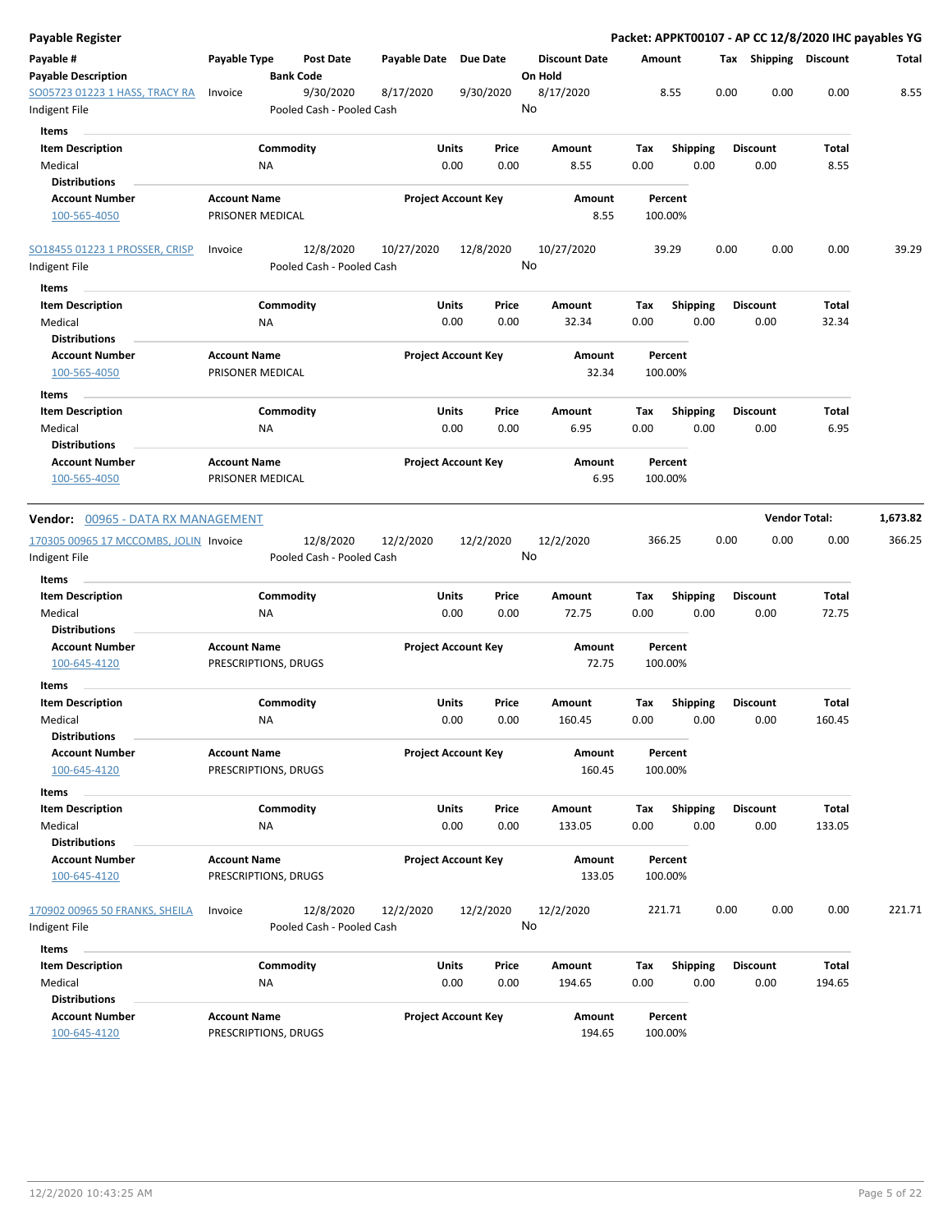**Payable Register**

**Packet: APPKT00107 - AP CC 12/8/2020 IHC payables YG**

| Payable # | Payable Type | Post Date | Payable Date | Due Date | Discount Date | Amount | Tax | Shipping | Discount | Total |
|---|---|---|---|---|---|---|---|---|---|---|
| **Payable Description** | | **Bank Code** | | | **On Hold** | | | | | |
| SO05723 01223 1 HASS, TRACY RA | Invoice | 9/30/2020 | 8/17/2020 | 9/30/2020 | 8/17/2020 | 8.55 | 0.00 | 0.00 | 0.00 | 8.55 |
| Indigent File | | Pooled Cash - Pooled Cash | | | No | | | | | |

**Items**

| Item Description | Commodity | Units | Price | Amount | Tax | Shipping | Discount | Total |
|---|---|---|---|---|---|---|---|---|
| Medical | NA | 0.00 | 0.00 | 8.55 | 0.00 | 0.00 | 0.00 | 8.55 |

**Distributions**

| Account Number | Account Name | Project Account Key | Amount | Percent |
|---|---|---|---|---|
| 100-565-4050 | PRISONER MEDICAL | | 8.55 | 100.00% |

| Payable # | Payable Type | Post Date | Payable Date | Due Date | Discount Date | Amount | Tax | Shipping | Discount | Total |
|---|---|---|---|---|---|---|---|---|---|---|
| SO18455 01223 1 PROSSER, CRISP | Invoice | 12/8/2020 | 10/27/2020 | 12/8/2020 | 10/27/2020 | 39.29 | 0.00 | 0.00 | 0.00 | 39.29 |
| Indigent File | | Pooled Cash - Pooled Cash | | | No | | | | | |

**Items**

| Item Description | Commodity | Units | Price | Amount | Tax | Shipping | Discount | Total |
|---|---|---|---|---|---|---|---|---|
| Medical | NA | 0.00 | 0.00 | 32.34 | 0.00 | 0.00 | 0.00 | 32.34 |

**Distributions**

| Account Number | Account Name | Project Account Key | Amount | Percent |
|---|---|---|---|---|
| 100-565-4050 | PRISONER MEDICAL | | 32.34 | 100.00% |

**Items**

| Item Description | Commodity | Units | Price | Amount | Tax | Shipping | Discount | Total |
|---|---|---|---|---|---|---|---|---|
| Medical | NA | 0.00 | 0.00 | 6.95 | 0.00 | 0.00 | 0.00 | 6.95 |

**Distributions**

| Account Number | Account Name | Project Account Key | Amount | Percent |
|---|---|---|---|---|
| 100-565-4050 | PRISONER MEDICAL | | 6.95 | 100.00% |

**Vendor:** 00965 - DATA RX MANAGEMENT — **Vendor Total:** 1,673.82

| Payable # | Payable Type | Post Date | Payable Date | Due Date | Discount Date | Amount | Tax | Shipping | Discount | Total |
|---|---|---|---|---|---|---|---|---|---|---|
| 170305 00965 17 MCCOMBS, JOLIN | Invoice | 12/8/2020 | 12/2/2020 | 12/2/2020 | 12/2/2020 | 366.25 | 0.00 | 0.00 | 0.00 | 366.25 |
| Indigent File | | Pooled Cash - Pooled Cash | | | No | | | | | |

**Items**

| Item Description | Commodity | Units | Price | Amount | Tax | Shipping | Discount | Total |
|---|---|---|---|---|---|---|---|---|
| Medical | NA | 0.00 | 0.00 | 72.75 | 0.00 | 0.00 | 0.00 | 72.75 |

**Distributions**

| Account Number | Account Name | Project Account Key | Amount | Percent |
|---|---|---|---|---|
| 100-645-4120 | PRESCRIPTIONS, DRUGS | | 72.75 | 100.00% |

**Items**

| Item Description | Commodity | Units | Price | Amount | Tax | Shipping | Discount | Total |
|---|---|---|---|---|---|---|---|---|
| Medical | NA | 0.00 | 0.00 | 160.45 | 0.00 | 0.00 | 0.00 | 160.45 |

**Distributions**

| Account Number | Account Name | Project Account Key | Amount | Percent |
|---|---|---|---|---|
| 100-645-4120 | PRESCRIPTIONS, DRUGS | | 160.45 | 100.00% |

**Items**

| Item Description | Commodity | Units | Price | Amount | Tax | Shipping | Discount | Total |
|---|---|---|---|---|---|---|---|---|
| Medical | NA | 0.00 | 0.00 | 133.05 | 0.00 | 0.00 | 0.00 | 133.05 |

**Distributions**

| Account Number | Account Name | Project Account Key | Amount | Percent |
|---|---|---|---|---|
| 100-645-4120 | PRESCRIPTIONS, DRUGS | | 133.05 | 100.00% |

| Payable # | Payable Type | Post Date | Payable Date | Due Date | Discount Date | Amount | Tax | Shipping | Discount | Total |
|---|---|---|---|---|---|---|---|---|---|---|
| 170902 00965 50 FRANKS, SHEILA | Invoice | 12/8/2020 | 12/2/2020 | 12/2/2020 | 12/2/2020 | 221.71 | 0.00 | 0.00 | 0.00 | 221.71 |
| Indigent File | | Pooled Cash - Pooled Cash | | | No | | | | | |

**Items**

| Item Description | Commodity | Units | Price | Amount | Tax | Shipping | Discount | Total |
|---|---|---|---|---|---|---|---|---|
| Medical | NA | 0.00 | 0.00 | 194.65 | 0.00 | 0.00 | 0.00 | 194.65 |

**Distributions**

| Account Number | Account Name | Project Account Key | Amount | Percent |
|---|---|---|---|---|
| 100-645-4120 | PRESCRIPTIONS, DRUGS | | 194.65 | 100.00% |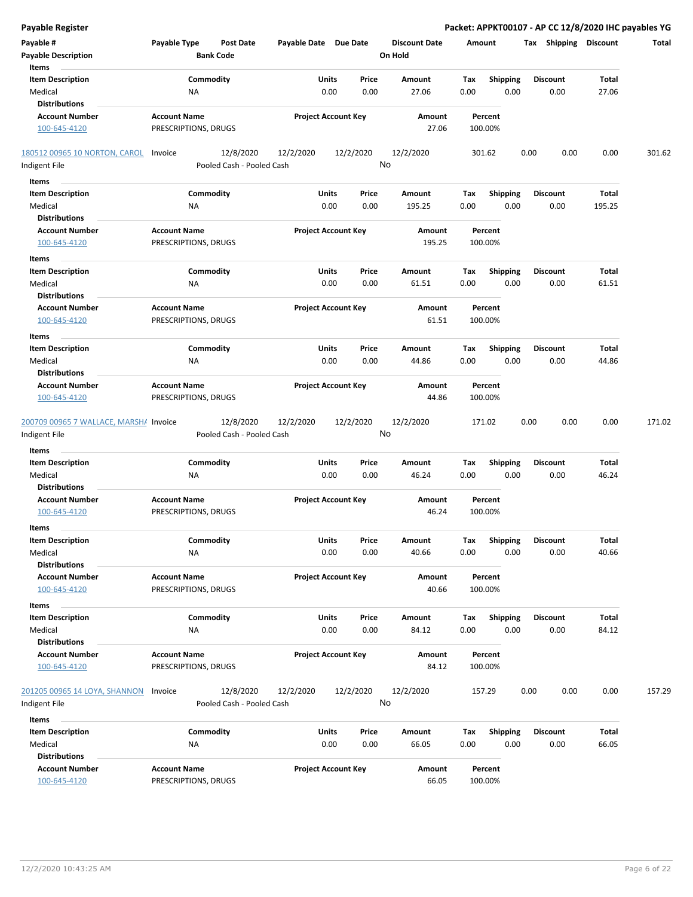## Payable Register

**Packet: APPKT00107 - AP CC 12/8/2020 IHC payables YG**

| Payable # | Payable Type | Post Date | Payable Date | Due Date | Discount Date | Amount | Tax | Shipping | Discount | Total |
|---|---|---|---|---|---|---|---|---|---|---|
| **Payable Description** | | **Bank Code** | | | **On Hold** | | | | | |

**Items**

| Item Description | Commodity | Units | Price | Amount | Tax | Shipping | Discount | Total |
|---|---|---|---|---|---|---|---|---|
| Medical | NA | 0.00 | 0.00 | 27.06 | 0.00 | 0.00 | 0.00 | 27.06 |

**Distributions**

| Account Number | Account Name | Project Account Key | Amount | Percent |
|---|---|---|---|---|
| 100-645-4120 | PRESCRIPTIONS, DRUGS | | 27.06 | 100.00% |

| Payable # | Payable Type | Post Date | Payable Date | Due Date | Discount Date | Amount | Tax | Shipping | Discount | Total |
|---|---|---|---|---|---|---|---|---|---|---|
| 180512 00965 10 NORTON, CAROL | Invoice | 12/8/2020 | 12/2/2020 | 12/2/2020 | 12/2/2020 | 301.62 | 0.00 | 0.00 | 0.00 | 301.62 |
| Indigent File | | Pooled Cash - Pooled Cash | | | No | | | | | |

**Items**

| Item Description | Commodity | Units | Price | Amount | Tax | Shipping | Discount | Total |
|---|---|---|---|---|---|---|---|---|
| Medical | NA | 0.00 | 0.00 | 195.25 | 0.00 | 0.00 | 0.00 | 195.25 |

**Distributions**

| Account Number | Account Name | Project Account Key | Amount | Percent |
|---|---|---|---|---|
| 100-645-4120 | PRESCRIPTIONS, DRUGS | | 195.25 | 100.00% |

**Items**

| Item Description | Commodity | Units | Price | Amount | Tax | Shipping | Discount | Total |
|---|---|---|---|---|---|---|---|---|
| Medical | NA | 0.00 | 0.00 | 61.51 | 0.00 | 0.00 | 0.00 | 61.51 |

**Distributions**

| Account Number | Account Name | Project Account Key | Amount | Percent |
|---|---|---|---|---|
| 100-645-4120 | PRESCRIPTIONS, DRUGS | | 61.51 | 100.00% |

**Items**

| Item Description | Commodity | Units | Price | Amount | Tax | Shipping | Discount | Total |
|---|---|---|---|---|---|---|---|---|
| Medical | NA | 0.00 | 0.00 | 44.86 | 0.00 | 0.00 | 0.00 | 44.86 |

**Distributions**

| Account Number | Account Name | Project Account Key | Amount | Percent |
|---|---|---|---|---|
| 100-645-4120 | PRESCRIPTIONS, DRUGS | | 44.86 | 100.00% |

| Payable # | Payable Type | Post Date | Payable Date | Due Date | Discount Date | Amount | Tax | Shipping | Discount | Total |
|---|---|---|---|---|---|---|---|---|---|---|
| 200709 00965 7 WALLACE, MARSHA | Invoice | 12/8/2020 | 12/2/2020 | 12/2/2020 | 12/2/2020 | 171.02 | 0.00 | 0.00 | 0.00 | 171.02 |
| Indigent File | | Pooled Cash - Pooled Cash | | | No | | | | | |

**Items**

| Item Description | Commodity | Units | Price | Amount | Tax | Shipping | Discount | Total |
|---|---|---|---|---|---|---|---|---|
| Medical | NA | 0.00 | 0.00 | 46.24 | 0.00 | 0.00 | 0.00 | 46.24 |

**Distributions**

| Account Number | Account Name | Project Account Key | Amount | Percent |
|---|---|---|---|---|
| 100-645-4120 | PRESCRIPTIONS, DRUGS | | 46.24 | 100.00% |

**Items**

| Item Description | Commodity | Units | Price | Amount | Tax | Shipping | Discount | Total |
|---|---|---|---|---|---|---|---|---|
| Medical | NA | 0.00 | 0.00 | 40.66 | 0.00 | 0.00 | 0.00 | 40.66 |

**Distributions**

| Account Number | Account Name | Project Account Key | Amount | Percent |
|---|---|---|---|---|
| 100-645-4120 | PRESCRIPTIONS, DRUGS | | 40.66 | 100.00% |

**Items**

| Item Description | Commodity | Units | Price | Amount | Tax | Shipping | Discount | Total |
|---|---|---|---|---|---|---|---|---|
| Medical | NA | 0.00 | 0.00 | 84.12 | 0.00 | 0.00 | 0.00 | 84.12 |

**Distributions**

| Account Number | Account Name | Project Account Key | Amount | Percent |
|---|---|---|---|---|
| 100-645-4120 | PRESCRIPTIONS, DRUGS | | 84.12 | 100.00% |

| Payable # | Payable Type | Post Date | Payable Date | Due Date | Discount Date | Amount | Tax | Shipping | Discount | Total |
|---|---|---|---|---|---|---|---|---|---|---|
| 201205 00965 14 LOYA, SHANNON | Invoice | 12/8/2020 | 12/2/2020 | 12/2/2020 | 12/2/2020 | 157.29 | 0.00 | 0.00 | 0.00 | 157.29 |
| Indigent File | | Pooled Cash - Pooled Cash | | | No | | | | | |

**Items**

| Item Description | Commodity | Units | Price | Amount | Tax | Shipping | Discount | Total |
|---|---|---|---|---|---|---|---|---|
| Medical | NA | 0.00 | 0.00 | 66.05 | 0.00 | 0.00 | 0.00 | 66.05 |

**Distributions**

| Account Number | Account Name | Project Account Key | Amount | Percent |
|---|---|---|---|---|
| 100-645-4120 | PRESCRIPTIONS, DRUGS | | 66.05 | 100.00% |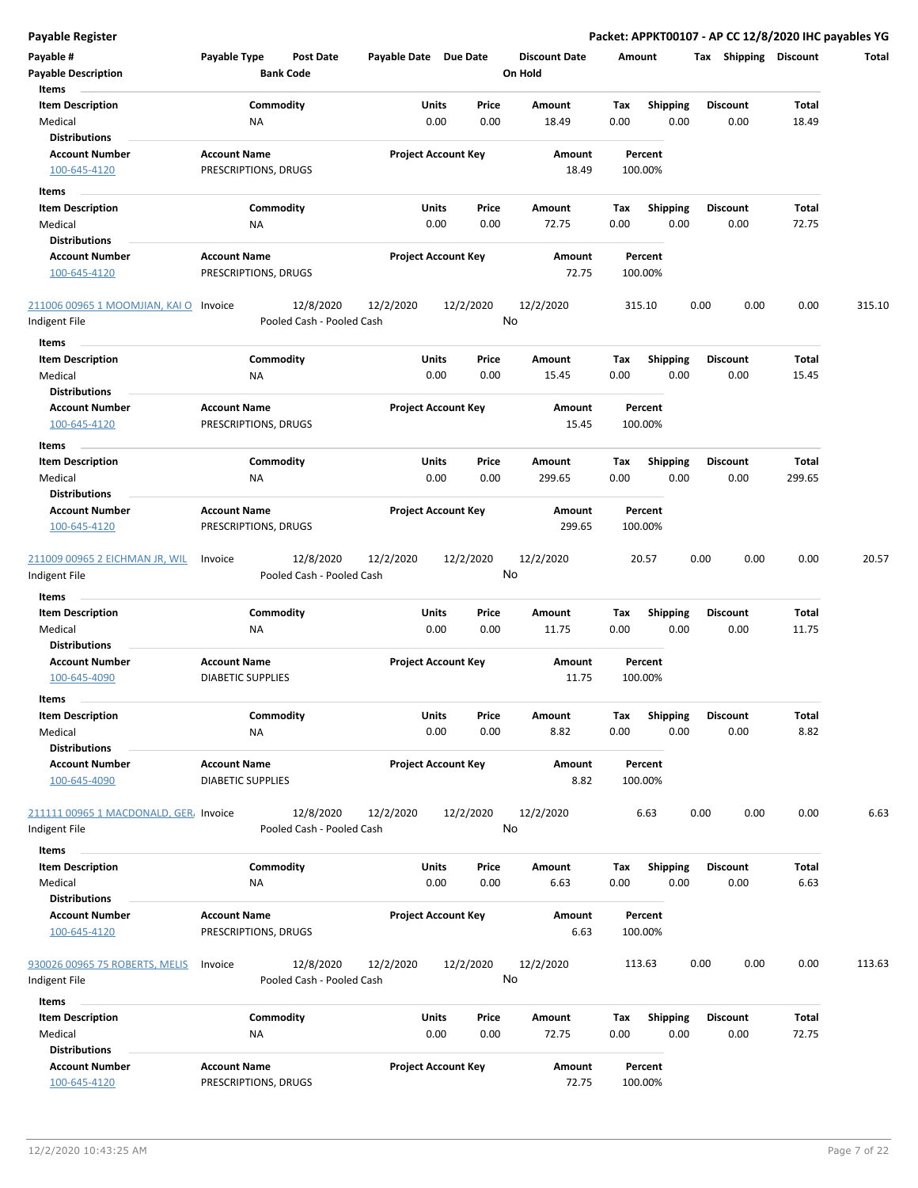**Payable Register** — **Packet: APPKT00107 - AP CC 12/8/2020 IHC payables YG**

| Payable # | Payable Type | Post Date | Payable Date | Due Date | Discount Date | Amount | Tax | Shipping | Discount | Total |
|---|---|---|---|---|---|---|---|---|---|---|
| Payable Description | | Bank Code | | | On Hold | | | | | |

**Items**

| Item Description | Commodity | Units | Price | Amount | Tax | Shipping | Discount | Total |
|---|---|---|---|---|---|---|---|---|
| Medical | NA | 0.00 | 0.00 | 18.49 | 0.00 | 0.00 | 0.00 | 18.49 |

**Distributions**

| Account Number | Account Name | Project Account Key | Amount | Percent |
|---|---|---|---|---|
| 100-645-4120 | PRESCRIPTIONS, DRUGS | | 18.49 | 100.00% |

**Items**

| Item Description | Commodity | Units | Price | Amount | Tax | Shipping | Discount | Total |
|---|---|---|---|---|---|---|---|---|
| Medical | NA | 0.00 | 0.00 | 72.75 | 0.00 | 0.00 | 0.00 | 72.75 |

**Distributions**

| Account Number | Account Name | Project Account Key | Amount | Percent |
|---|---|---|---|---|
| 100-645-4120 | PRESCRIPTIONS, DRUGS | | 72.75 | 100.00% |

| Payable # | Payable Type | Post Date | Payable Date | Due Date | Discount Date | Amount | Tax | Shipping | Discount | Total |
|---|---|---|---|---|---|---|---|---|---|---|
| 211006 00965 1 MOOMJIAN, KAI O | Invoice | 12/8/2020 | 12/2/2020 | 12/2/2020 | 12/2/2020 | 315.10 | 0.00 | 0.00 | 0.00 | 315.10 |
| Indigent File | | Pooled Cash - Pooled Cash | | | No | | | | | |

**Items**

| Item Description | Commodity | Units | Price | Amount | Tax | Shipping | Discount | Total |
|---|---|---|---|---|---|---|---|---|
| Medical | NA | 0.00 | 0.00 | 15.45 | 0.00 | 0.00 | 0.00 | 15.45 |

**Distributions**

| Account Number | Account Name | Project Account Key | Amount | Percent |
|---|---|---|---|---|
| 100-645-4120 | PRESCRIPTIONS, DRUGS | | 15.45 | 100.00% |

**Items**

| Item Description | Commodity | Units | Price | Amount | Tax | Shipping | Discount | Total |
|---|---|---|---|---|---|---|---|---|
| Medical | NA | 0.00 | 0.00 | 299.65 | 0.00 | 0.00 | 0.00 | 299.65 |

**Distributions**

| Account Number | Account Name | Project Account Key | Amount | Percent |
|---|---|---|---|---|
| 100-645-4120 | PRESCRIPTIONS, DRUGS | | 299.65 | 100.00% |

| Payable # | Payable Type | Post Date | Payable Date | Due Date | Discount Date | Amount | Tax | Shipping | Discount | Total |
|---|---|---|---|---|---|---|---|---|---|---|
| 211009 00965 2 EICHMAN JR, WIL | Invoice | 12/8/2020 | 12/2/2020 | 12/2/2020 | 12/2/2020 | 20.57 | 0.00 | 0.00 | 0.00 | 20.57 |
| Indigent File | | Pooled Cash - Pooled Cash | | | No | | | | | |

**Items**

| Item Description | Commodity | Units | Price | Amount | Tax | Shipping | Discount | Total |
|---|---|---|---|---|---|---|---|---|
| Medical | NA | 0.00 | 0.00 | 11.75 | 0.00 | 0.00 | 0.00 | 11.75 |

**Distributions**

| Account Number | Account Name | Project Account Key | Amount | Percent |
|---|---|---|---|---|
| 100-645-4090 | DIABETIC SUPPLIES | | 11.75 | 100.00% |

**Items**

| Item Description | Commodity | Units | Price | Amount | Tax | Shipping | Discount | Total |
|---|---|---|---|---|---|---|---|---|
| Medical | NA | 0.00 | 0.00 | 8.82 | 0.00 | 0.00 | 0.00 | 8.82 |

**Distributions**

| Account Number | Account Name | Project Account Key | Amount | Percent |
|---|---|---|---|---|
| 100-645-4090 | DIABETIC SUPPLIES | | 8.82 | 100.00% |

| Payable # | Payable Type | Post Date | Payable Date | Due Date | Discount Date | Amount | Tax | Shipping | Discount | Total |
|---|---|---|---|---|---|---|---|---|---|---|
| 211111 00965 1 MACDONALD, GER | Invoice | 12/8/2020 | 12/2/2020 | 12/2/2020 | 12/2/2020 | 6.63 | 0.00 | 0.00 | 0.00 | 6.63 |
| Indigent File | | Pooled Cash - Pooled Cash | | | No | | | | | |

**Items**

| Item Description | Commodity | Units | Price | Amount | Tax | Shipping | Discount | Total |
|---|---|---|---|---|---|---|---|---|
| Medical | NA | 0.00 | 0.00 | 6.63 | 0.00 | 0.00 | 0.00 | 6.63 |

**Distributions**

| Account Number | Account Name | Project Account Key | Amount | Percent |
|---|---|---|---|---|
| 100-645-4120 | PRESCRIPTIONS, DRUGS | | 6.63 | 100.00% |

| Payable # | Payable Type | Post Date | Payable Date | Due Date | Discount Date | Amount | Tax | Shipping | Discount | Total |
|---|---|---|---|---|---|---|---|---|---|---|
| 930026 00965 75 ROBERTS, MELIS | Invoice | 12/8/2020 | 12/2/2020 | 12/2/2020 | 12/2/2020 | 113.63 | 0.00 | 0.00 | 0.00 | 113.63 |
| Indigent File | | Pooled Cash - Pooled Cash | | | No | | | | | |

**Items**

| Item Description | Commodity | Units | Price | Amount | Tax | Shipping | Discount | Total |
|---|---|---|---|---|---|---|---|---|
| Medical | NA | 0.00 | 0.00 | 72.75 | 0.00 | 0.00 | 0.00 | 72.75 |

**Distributions**

| Account Number | Account Name | Project Account Key | Amount | Percent |
|---|---|---|---|---|
| 100-645-4120 | PRESCRIPTIONS, DRUGS | | 72.75 | 100.00% |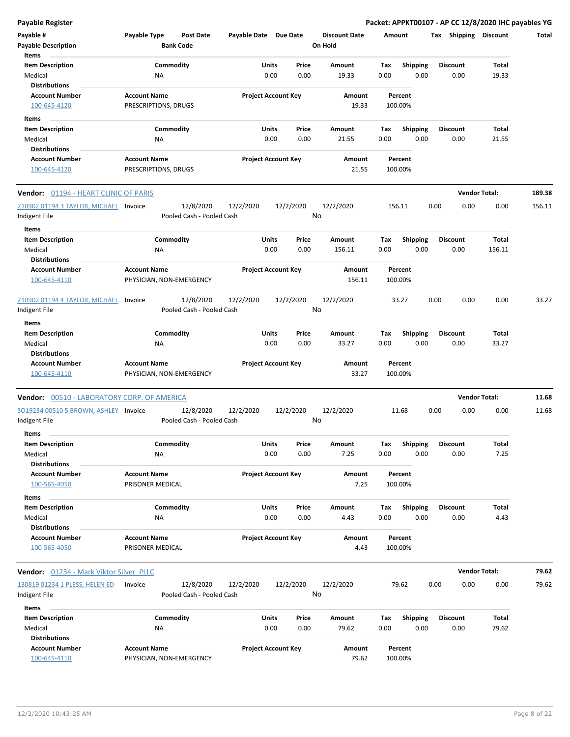**Payable Register** — **Packet: APPKT00107 - AP CC 12/8/2020 IHC payables YG**

| Payable # | Payable Type | Post Date | Payable Date | Due Date | Discount Date | Amount | Tax | Shipping | Discount | Total |
|---|---|---|---|---|---|---|---|---|---|---|
| Payable Description | | Bank Code | | | On Hold | | | | | |

**Items**

| Item Description | Commodity | Units | Price | Amount | Tax | Shipping | Discount | Total |
|---|---|---|---|---|---|---|---|---|
| Medical | NA | 0.00 | 0.00 | 19.33 | 0.00 | 0.00 | 0.00 | 19.33 |

**Distributions**

| Account Number | Account Name | Project Account Key | Amount | Percent |
|---|---|---|---|---|
| 100-645-4120 | PRESCRIPTIONS, DRUGS | | 19.33 | 100.00% |

**Items**

| Item Description | Commodity | Units | Price | Amount | Tax | Shipping | Discount | Total |
|---|---|---|---|---|---|---|---|---|
| Medical | NA | 0.00 | 0.00 | 21.55 | 0.00 | 0.00 | 0.00 | 21.55 |

**Distributions**

| Account Number | Account Name | Project Account Key | Amount | Percent |
|---|---|---|---|---|
| 100-645-4120 | PRESCRIPTIONS, DRUGS | | 21.55 | 100.00% |

**Vendor: 01194 - HEART CLINIC OF PARIS** — **Vendor Total: 189.38**

| Payable # | Payable Type | Post Date | Payable Date | Due Date | Discount Date | Amount | Tax | Shipping | Discount | Total |
|---|---|---|---|---|---|---|---|---|---|---|
| 210902 01194 3 TAYLOR, MICHAEL | Invoice | 12/8/2020 | 12/2/2020 | 12/2/2020 | 12/2/2020 | 156.11 | 0.00 | 0.00 | 0.00 | 156.11 |
| Indigent File | | Pooled Cash - Pooled Cash | | | No | | | | | |

**Items**

| Item Description | Commodity | Units | Price | Amount | Tax | Shipping | Discount | Total |
|---|---|---|---|---|---|---|---|---|
| Medical | NA | 0.00 | 0.00 | 156.11 | 0.00 | 0.00 | 0.00 | 156.11 |

**Distributions**

| Account Number | Account Name | Project Account Key | Amount | Percent |
|---|---|---|---|---|
| 100-645-4110 | PHYSICIAN, NON-EMERGENCY | | 156.11 | 100.00% |

| Payable # | Payable Type | Post Date | Payable Date | Due Date | Discount Date | Amount | Tax | Shipping | Discount | Total |
|---|---|---|---|---|---|---|---|---|---|---|
| 210902 01194 4 TAYLOR, MICHAEL | Invoice | 12/8/2020 | 12/2/2020 | 12/2/2020 | 12/2/2020 | 33.27 | 0.00 | 0.00 | 0.00 | 33.27 |
| Indigent File | | Pooled Cash - Pooled Cash | | | No | | | | | |

**Items**

| Item Description | Commodity | Units | Price | Amount | Tax | Shipping | Discount | Total |
|---|---|---|---|---|---|---|---|---|
| Medical | NA | 0.00 | 0.00 | 33.27 | 0.00 | 0.00 | 0.00 | 33.27 |

**Distributions**

| Account Number | Account Name | Project Account Key | Amount | Percent |
|---|---|---|---|---|
| 100-645-4110 | PHYSICIAN, NON-EMERGENCY | | 33.27 | 100.00% |

**Vendor: 00510 - LABORATORY CORP. OF AMERICA** — **Vendor Total: 11.68**

| Payable # | Payable Type | Post Date | Payable Date | Due Date | Discount Date | Amount | Tax | Shipping | Discount | Total |
|---|---|---|---|---|---|---|---|---|---|---|
| SO19234 00510 5 BROWN, ASHLEY | Invoice | 12/8/2020 | 12/2/2020 | 12/2/2020 | 12/2/2020 | 11.68 | 0.00 | 0.00 | 0.00 | 11.68 |
| Indigent File | | Pooled Cash - Pooled Cash | | | No | | | | | |

**Items**

| Item Description | Commodity | Units | Price | Amount | Tax | Shipping | Discount | Total |
|---|---|---|---|---|---|---|---|---|
| Medical | NA | 0.00 | 0.00 | 7.25 | 0.00 | 0.00 | 0.00 | 7.25 |

**Distributions**

| Account Number | Account Name | Project Account Key | Amount | Percent |
|---|---|---|---|---|
| 100-565-4050 | PRISONER MEDICAL | | 7.25 | 100.00% |

**Items**

| Item Description | Commodity | Units | Price | Amount | Tax | Shipping | Discount | Total |
|---|---|---|---|---|---|---|---|---|
| Medical | NA | 0.00 | 0.00 | 4.43 | 0.00 | 0.00 | 0.00 | 4.43 |

**Distributions**

| Account Number | Account Name | Project Account Key | Amount | Percent |
|---|---|---|---|---|
| 100-565-4050 | PRISONER MEDICAL | | 4.43 | 100.00% |

**Vendor: 01234 - Mark Viktor Silver PLLC** — **Vendor Total: 79.62**

| Payable # | Payable Type | Post Date | Payable Date | Due Date | Discount Date | Amount | Tax | Shipping | Discount | Total |
|---|---|---|---|---|---|---|---|---|---|---|
| 130819 01234 1 PLESS, HELEN ED | Invoice | 12/8/2020 | 12/2/2020 | 12/2/2020 | 12/2/2020 | 79.62 | 0.00 | 0.00 | 0.00 | 79.62 |
| Indigent File | | Pooled Cash - Pooled Cash | | | No | | | | | |

**Items**

| Item Description | Commodity | Units | Price | Amount | Tax | Shipping | Discount | Total |
|---|---|---|---|---|---|---|---|---|
| Medical | NA | 0.00 | 0.00 | 79.62 | 0.00 | 0.00 | 0.00 | 79.62 |

**Distributions**

| Account Number | Account Name | Project Account Key | Amount | Percent |
|---|---|---|---|---|
| 100-645-4110 | PHYSICIAN, NON-EMERGENCY | | 79.62 | 100.00% |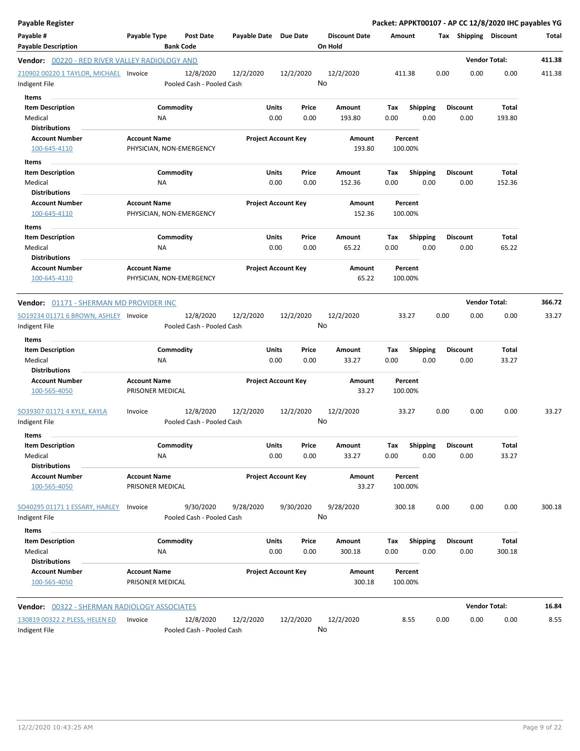**Payable Register** — **Packet: APPKT00107 - AP CC 12/8/2020 IHC payables YG**

| Payable # / Payable Description | Payable Type | Post Date / Bank Code | Payable Date | Due Date | Discount Date / On Hold | Amount | Tax | Shipping | Discount | Total |
|---|---|---|---|---|---|---|---|---|---|---|

**Vendor: 00220 - RED RIVER VALLEY RADIOLOGY AND** — Vendor Total: **411.38**

| Payable # | Payable Type | Post Date | Payable Date | Due Date | Discount Date | Amount | Tax | Shipping | Discount | Total |
|---|---|---|---|---|---|---|---|---|---|---|
| 210902 00220 1 TAYLOR, MICHAEL | Invoice | 12/8/2020 | 12/2/2020 | 12/2/2020 | 12/2/2020 | 411.38 | 0.00 | 0.00 | 0.00 | 411.38 |

Indigent File — Pooled Cash - Pooled Cash — On Hold: No

**Items**

| Item Description | Commodity | Units | Price | Amount | Tax | Shipping | Discount | Total |
|---|---|---|---|---|---|---|---|---|
| Medical | NA | 0.00 | 0.00 | 193.80 | 0.00 | 0.00 | 0.00 | 193.80 |

**Distributions**

| Account Number | Account Name | Project Account Key | Amount | Percent |
|---|---|---|---|---|
| 100-645-4110 | PHYSICIAN, NON-EMERGENCY | | 193.80 | 100.00% |

**Items**

| Item Description | Commodity | Units | Price | Amount | Tax | Shipping | Discount | Total |
|---|---|---|---|---|---|---|---|---|
| Medical | NA | 0.00 | 0.00 | 152.36 | 0.00 | 0.00 | 0.00 | 152.36 |

**Distributions**

| Account Number | Account Name | Project Account Key | Amount | Percent |
|---|---|---|---|---|
| 100-645-4110 | PHYSICIAN, NON-EMERGENCY | | 152.36 | 100.00% |

**Items**

| Item Description | Commodity | Units | Price | Amount | Tax | Shipping | Discount | Total |
|---|---|---|---|---|---|---|---|---|
| Medical | NA | 0.00 | 0.00 | 65.22 | 0.00 | 0.00 | 0.00 | 65.22 |

**Distributions**

| Account Number | Account Name | Project Account Key | Amount | Percent |
|---|---|---|---|---|
| 100-645-4110 | PHYSICIAN, NON-EMERGENCY | | 65.22 | 100.00% |

**Vendor: 01171 - SHERMAN MD PROVIDER INC** — Vendor Total: **366.72**

| Payable # | Payable Type | Post Date | Payable Date | Due Date | Discount Date | Amount | Tax | Shipping | Discount | Total |
|---|---|---|---|---|---|---|---|---|---|---|
| SO19234 01171 6 BROWN, ASHLEY | Invoice | 12/8/2020 | 12/2/2020 | 12/2/2020 | 12/2/2020 | 33.27 | 0.00 | 0.00 | 0.00 | 33.27 |

Indigent File — Pooled Cash - Pooled Cash — On Hold: No

**Items**

| Item Description | Commodity | Units | Price | Amount | Tax | Shipping | Discount | Total |
|---|---|---|---|---|---|---|---|---|
| Medical | NA | 0.00 | 0.00 | 33.27 | 0.00 | 0.00 | 0.00 | 33.27 |

**Distributions**

| Account Number | Account Name | Project Account Key | Amount | Percent |
|---|---|---|---|---|
| 100-565-4050 | PRISONER MEDICAL | | 33.27 | 100.00% |

| Payable # | Payable Type | Post Date | Payable Date | Due Date | Discount Date | Amount | Tax | Shipping | Discount | Total |
|---|---|---|---|---|---|---|---|---|---|---|
| SO39307 01171 4 KYLE, KAYLA | Invoice | 12/8/2020 | 12/2/2020 | 12/2/2020 | 12/2/2020 | 33.27 | 0.00 | 0.00 | 0.00 | 33.27 |

Indigent File — Pooled Cash - Pooled Cash — On Hold: No

**Items**

| Item Description | Commodity | Units | Price | Amount | Tax | Shipping | Discount | Total |
|---|---|---|---|---|---|---|---|---|
| Medical | NA | 0.00 | 0.00 | 33.27 | 0.00 | 0.00 | 0.00 | 33.27 |

**Distributions**

| Account Number | Account Name | Project Account Key | Amount | Percent |
|---|---|---|---|---|
| 100-565-4050 | PRISONER MEDICAL | | 33.27 | 100.00% |

| Payable # | Payable Type | Post Date | Payable Date | Due Date | Discount Date | Amount | Tax | Shipping | Discount | Total |
|---|---|---|---|---|---|---|---|---|---|---|
| SO40295 01171 1 ESSARY, HARLEY | Invoice | 9/30/2020 | 9/28/2020 | 9/30/2020 | 9/28/2020 | 300.18 | 0.00 | 0.00 | 0.00 | 300.18 |

Indigent File — Pooled Cash - Pooled Cash — On Hold: No

**Items**

| Item Description | Commodity | Units | Price | Amount | Tax | Shipping | Discount | Total |
|---|---|---|---|---|---|---|---|---|
| Medical | NA | 0.00 | 0.00 | 300.18 | 0.00 | 0.00 | 0.00 | 300.18 |

**Distributions**

| Account Number | Account Name | Project Account Key | Amount | Percent |
|---|---|---|---|---|
| 100-565-4050 | PRISONER MEDICAL | | 300.18 | 100.00% |

**Vendor: 00322 - SHERMAN RADIOLOGY ASSOCIATES** — Vendor Total: **16.84**

| Payable # | Payable Type | Post Date | Payable Date | Due Date | Discount Date | Amount | Tax | Shipping | Discount | Total |
|---|---|---|---|---|---|---|---|---|---|---|
| 130819 00322 2 PLESS, HELEN ED | Invoice | 12/8/2020 | 12/2/2020 | 12/2/2020 | 12/2/2020 | 8.55 | 0.00 | 0.00 | 0.00 | 8.55 |

Indigent File — Pooled Cash - Pooled Cash — On Hold: No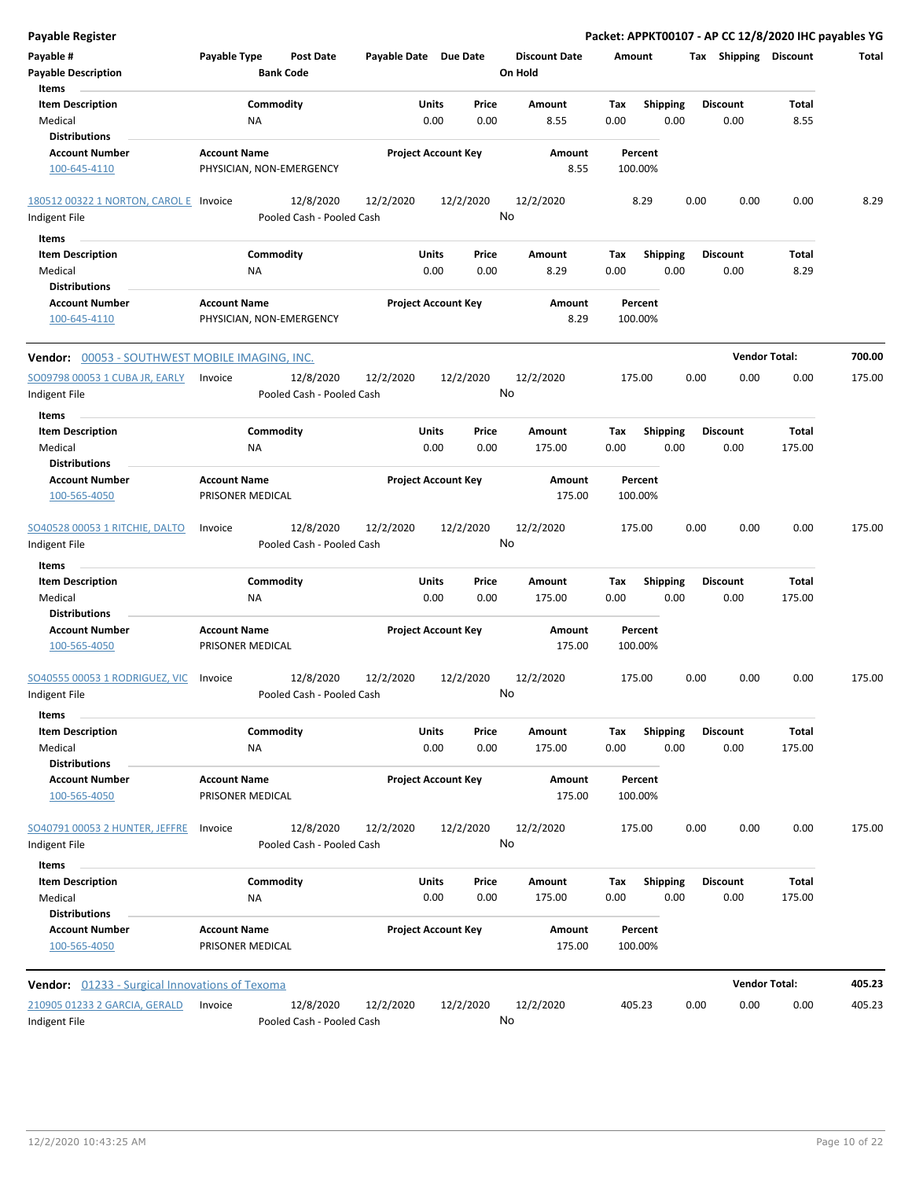**Payable Register**

**Packet: APPKT00107 - AP CC 12/8/2020 IHC payables YG**

| Payable # / Payable Description | Payable Type | Post Date / Bank Code | Payable Date | Due Date | Discount Date / On Hold | Amount | Tax | Shipping | Discount | Total |
|---|---|---|---|---|---|---|---|---|---|---|

Items

| Item Description | Commodity | Units | Price | Amount | Tax | Shipping | Discount | Total |
|---|---|---|---|---|---|---|---|---|
| Medical | NA | 0.00 | 0.00 | 8.55 | 0.00 | 0.00 | 0.00 | 8.55 |

Distributions

| Account Number | Account Name | Project Account Key | Amount | Percent |
|---|---|---|---|---|
| 100-645-4110 | PHYSICIAN, NON-EMERGENCY | | 8.55 | 100.00% |

| Payable # | Payable Type | Post Date | Payable Date | Due Date | Discount Date | Amount | Tax | Shipping | Discount | Total |
|---|---|---|---|---|---|---|---|---|---|---|
| 180512 00322 1 NORTON, CAROL E | Invoice | 12/8/2020 | 12/2/2020 | 12/2/2020 | 12/2/2020 | 8.29 | 0.00 | 0.00 | 0.00 | 8.29 |
| Indigent File | | Pooled Cash - Pooled Cash | | | No | | | | | |

Items

| Item Description | Commodity | Units | Price | Amount | Tax | Shipping | Discount | Total |
|---|---|---|---|---|---|---|---|---|
| Medical | NA | 0.00 | 0.00 | 8.29 | 0.00 | 0.00 | 0.00 | 8.29 |

Distributions

| Account Number | Account Name | Project Account Key | Amount | Percent |
|---|---|---|---|---|
| 100-645-4110 | PHYSICIAN, NON-EMERGENCY | | 8.29 | 100.00% |

**Vendor:** 00053 - SOUTHWEST MOBILE IMAGING, INC. **Vendor Total: 700.00**

| Payable # | Payable Type | Post Date | Payable Date | Due Date | Discount Date | Amount | Tax | Shipping | Discount | Total |
|---|---|---|---|---|---|---|---|---|---|---|
| SO09798 00053 1 CUBA JR, EARLY | Invoice | 12/8/2020 | 12/2/2020 | 12/2/2020 | 12/2/2020 | 175.00 | 0.00 | 0.00 | 0.00 | 175.00 |
| Indigent File | | Pooled Cash - Pooled Cash | | | No | | | | | |

Items

| Item Description | Commodity | Units | Price | Amount | Tax | Shipping | Discount | Total |
|---|---|---|---|---|---|---|---|---|
| Medical | NA | 0.00 | 0.00 | 175.00 | 0.00 | 0.00 | 0.00 | 175.00 |

Distributions

| Account Number | Account Name | Project Account Key | Amount | Percent |
|---|---|---|---|---|
| 100-565-4050 | PRISONER MEDICAL | | 175.00 | 100.00% |

| Payable # | Payable Type | Post Date | Payable Date | Due Date | Discount Date | Amount | Tax | Shipping | Discount | Total |
|---|---|---|---|---|---|---|---|---|---|---|
| SO40528 00053 1 RITCHIE, DALTO | Invoice | 12/8/2020 | 12/2/2020 | 12/2/2020 | 12/2/2020 | 175.00 | 0.00 | 0.00 | 0.00 | 175.00 |
| Indigent File | | Pooled Cash - Pooled Cash | | | No | | | | | |

Items

| Item Description | Commodity | Units | Price | Amount | Tax | Shipping | Discount | Total |
|---|---|---|---|---|---|---|---|---|
| Medical | NA | 0.00 | 0.00 | 175.00 | 0.00 | 0.00 | 0.00 | 175.00 |

Distributions

| Account Number | Account Name | Project Account Key | Amount | Percent |
|---|---|---|---|---|
| 100-565-4050 | PRISONER MEDICAL | | 175.00 | 100.00% |

| Payable # | Payable Type | Post Date | Payable Date | Due Date | Discount Date | Amount | Tax | Shipping | Discount | Total |
|---|---|---|---|---|---|---|---|---|---|---|
| SO40555 00053 1 RODRIGUEZ, VIC | Invoice | 12/8/2020 | 12/2/2020 | 12/2/2020 | 12/2/2020 | 175.00 | 0.00 | 0.00 | 0.00 | 175.00 |
| Indigent File | | Pooled Cash - Pooled Cash | | | No | | | | | |

Items

| Item Description | Commodity | Units | Price | Amount | Tax | Shipping | Discount | Total |
|---|---|---|---|---|---|---|---|---|
| Medical | NA | 0.00 | 0.00 | 175.00 | 0.00 | 0.00 | 0.00 | 175.00 |

Distributions

| Account Number | Account Name | Project Account Key | Amount | Percent |
|---|---|---|---|---|
| 100-565-4050 | PRISONER MEDICAL | | 175.00 | 100.00% |

| Payable # | Payable Type | Post Date | Payable Date | Due Date | Discount Date | Amount | Tax | Shipping | Discount | Total |
|---|---|---|---|---|---|---|---|---|---|---|
| SO40791 00053 2 HUNTER, JEFFRE | Invoice | 12/8/2020 | 12/2/2020 | 12/2/2020 | 12/2/2020 | 175.00 | 0.00 | 0.00 | 0.00 | 175.00 |
| Indigent File | | Pooled Cash - Pooled Cash | | | No | | | | | |

Items

| Item Description | Commodity | Units | Price | Amount | Tax | Shipping | Discount | Total |
|---|---|---|---|---|---|---|---|---|
| Medical | NA | 0.00 | 0.00 | 175.00 | 0.00 | 0.00 | 0.00 | 175.00 |

Distributions

| Account Number | Account Name | Project Account Key | Amount | Percent |
|---|---|---|---|---|
| 100-565-4050 | PRISONER MEDICAL | | 175.00 | 100.00% |

**Vendor:** 01233 - Surgical Innovations of Texoma **Vendor Total: 405.23**

| Payable # | Payable Type | Post Date | Payable Date | Due Date | Discount Date | Amount | Tax | Shipping | Discount | Total |
|---|---|---|---|---|---|---|---|---|---|---|
| 210905 01233 2 GARCIA, GERALD | Invoice | 12/8/2020 | 12/2/2020 | 12/2/2020 | 12/2/2020 | 405.23 | 0.00 | 0.00 | 0.00 | 405.23 |
| Indigent File | | Pooled Cash - Pooled Cash | | | No | | | | | |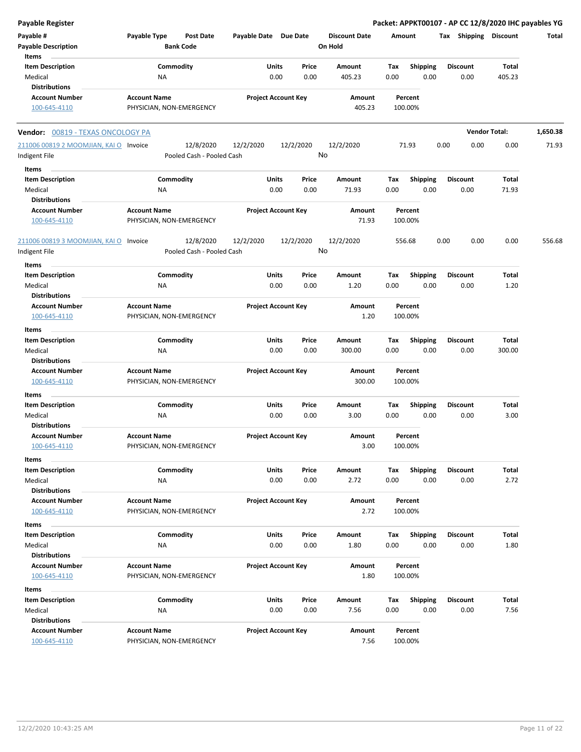**Payable Register**

**Packet: APPKT00107 - AP CC 12/8/2020 IHC payables YG**

| Payable # | Payable Type | Post Date | Payable Date | Due Date | Discount Date | Amount | Tax | Shipping | Discount | Total |
|---|---|---|---|---|---|---|---|---|---|---|
| **Payable Description** | | **Bank Code** | | | **On Hold** | | | | | |

| Item Description | Commodity | Units | Price | Amount | Tax | Shipping | Discount | Total |
|---|---|---|---|---|---|---|---|---|
| Medical | NA | 0.00 | 0.00 | 405.23 | 0.00 | 0.00 | 0.00 | 405.23 |

| Account Number | Account Name | Project Account Key | Amount | Percent |
|---|---|---|---|---|
| 100-645-4110 | PHYSICIAN, NON-EMERGENCY | | 405.23 | 100.00% |

**Vendor:** 00819 - TEXAS ONCOLOGY PA — **Vendor Total:** 1,650.38

| Payable # | Payable Type | Post Date | Payable Date | Due Date | Discount Date | Amount | Tax | Shipping | Discount | Total |
|---|---|---|---|---|---|---|---|---|---|---|
| 211006 00819 2 MOOMJIAN, KAI O | Invoice | 12/8/2020 | 12/2/2020 | 12/2/2020 | 12/2/2020 | 71.93 | 0.00 | 0.00 | 0.00 | 71.93 |
| Indigent File | | Pooled Cash - Pooled Cash | | | No | | | | | |

| Item Description | Commodity | Units | Price | Amount | Tax | Shipping | Discount | Total |
|---|---|---|---|---|---|---|---|---|
| Medical | NA | 0.00 | 0.00 | 71.93 | 0.00 | 0.00 | 0.00 | 71.93 |

| Account Number | Account Name | Project Account Key | Amount | Percent |
|---|---|---|---|---|
| 100-645-4110 | PHYSICIAN, NON-EMERGENCY | | 71.93 | 100.00% |

| Payable # | Payable Type | Post Date | Payable Date | Due Date | Discount Date | Amount | Tax | Shipping | Discount | Total |
|---|---|---|---|---|---|---|---|---|---|---|
| 211006 00819 3 MOOMJIAN, KAI O | Invoice | 12/8/2020 | 12/2/2020 | 12/2/2020 | 12/2/2020 | 556.68 | 0.00 | 0.00 | 0.00 | 556.68 |
| Indigent File | | Pooled Cash - Pooled Cash | | | No | | | | | |

| Item Description | Commodity | Units | Price | Amount | Tax | Shipping | Discount | Total |
|---|---|---|---|---|---|---|---|---|
| Medical | NA | 0.00 | 0.00 | 1.20 | 0.00 | 0.00 | 0.00 | 1.20 |

| Account Number | Account Name | Project Account Key | Amount | Percent |
|---|---|---|---|---|
| 100-645-4110 | PHYSICIAN, NON-EMERGENCY | | 1.20 | 100.00% |

| Item Description | Commodity | Units | Price | Amount | Tax | Shipping | Discount | Total |
|---|---|---|---|---|---|---|---|---|
| Medical | NA | 0.00 | 0.00 | 300.00 | 0.00 | 0.00 | 0.00 | 300.00 |

| Account Number | Account Name | Project Account Key | Amount | Percent |
|---|---|---|---|---|
| 100-645-4110 | PHYSICIAN, NON-EMERGENCY | | 300.00 | 100.00% |

| Item Description | Commodity | Units | Price | Amount | Tax | Shipping | Discount | Total |
|---|---|---|---|---|---|---|---|---|
| Medical | NA | 0.00 | 0.00 | 3.00 | 0.00 | 0.00 | 0.00 | 3.00 |

| Account Number | Account Name | Project Account Key | Amount | Percent |
|---|---|---|---|---|
| 100-645-4110 | PHYSICIAN, NON-EMERGENCY | | 3.00 | 100.00% |

| Item Description | Commodity | Units | Price | Amount | Tax | Shipping | Discount | Total |
|---|---|---|---|---|---|---|---|---|
| Medical | NA | 0.00 | 0.00 | 2.72 | 0.00 | 0.00 | 0.00 | 2.72 |

| Account Number | Account Name | Project Account Key | Amount | Percent |
|---|---|---|---|---|
| 100-645-4110 | PHYSICIAN, NON-EMERGENCY | | 2.72 | 100.00% |

| Item Description | Commodity | Units | Price | Amount | Tax | Shipping | Discount | Total |
|---|---|---|---|---|---|---|---|---|
| Medical | NA | 0.00 | 0.00 | 1.80 | 0.00 | 0.00 | 0.00 | 1.80 |

| Account Number | Account Name | Project Account Key | Amount | Percent |
|---|---|---|---|---|
| 100-645-4110 | PHYSICIAN, NON-EMERGENCY | | 1.80 | 100.00% |

| Item Description | Commodity | Units | Price | Amount | Tax | Shipping | Discount | Total |
|---|---|---|---|---|---|---|---|---|
| Medical | NA | 0.00 | 0.00 | 7.56 | 0.00 | 0.00 | 0.00 | 7.56 |

| Account Number | Account Name | Project Account Key | Amount | Percent |
|---|---|---|---|---|
| 100-645-4110 | PHYSICIAN, NON-EMERGENCY | | 7.56 | 100.00% |

12/2/2020 10:43:25 AM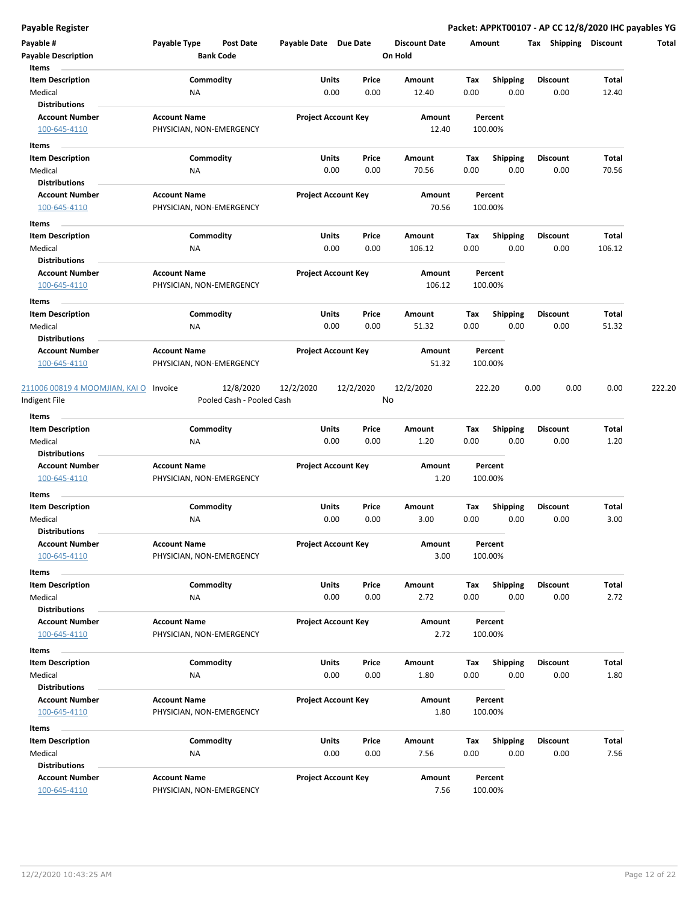| Payable # | Payable Type | Post Date | Payable Date | Due Date | Discount Date | Amount | Tax | Shipping | Discount | Total |
|---|---|---|---|---|---|---|---|---|---|---|
| Payable Description | | Bank Code | | | On Hold | | | | | |

**Items**

| Item Description | Commodity | Units | Price | Amount | Tax | Shipping | Discount | Total |
|---|---|---|---|---|---|---|---|---|
| Medical | NA | 0.00 | 0.00 | 12.40 | 0.00 | 0.00 | 0.00 | 12.40 |

**Distributions**

| Account Number | Account Name | Project Account Key | Amount | Percent |
|---|---|---|---|---|
| 100-645-4110 | PHYSICIAN, NON-EMERGENCY | | 12.40 | 100.00% |

**Items**

| Item Description | Commodity | Units | Price | Amount | Tax | Shipping | Discount | Total |
|---|---|---|---|---|---|---|---|---|
| Medical | NA | 0.00 | 0.00 | 70.56 | 0.00 | 0.00 | 0.00 | 70.56 |

**Distributions**

| Account Number | Account Name | Project Account Key | Amount | Percent |
|---|---|---|---|---|
| 100-645-4110 | PHYSICIAN, NON-EMERGENCY | | 70.56 | 100.00% |

**Items**

| Item Description | Commodity | Units | Price | Amount | Tax | Shipping | Discount | Total |
|---|---|---|---|---|---|---|---|---|
| Medical | NA | 0.00 | 0.00 | 106.12 | 0.00 | 0.00 | 0.00 | 106.12 |

**Distributions**

| Account Number | Account Name | Project Account Key | Amount | Percent |
|---|---|---|---|---|
| 100-645-4110 | PHYSICIAN, NON-EMERGENCY | | 106.12 | 100.00% |

**Items**

| Item Description | Commodity | Units | Price | Amount | Tax | Shipping | Discount | Total |
|---|---|---|---|---|---|---|---|---|
| Medical | NA | 0.00 | 0.00 | 51.32 | 0.00 | 0.00 | 0.00 | 51.32 |

**Distributions**

| Account Number | Account Name | Project Account Key | Amount | Percent |
|---|---|---|---|---|
| 100-645-4110 | PHYSICIAN, NON-EMERGENCY | | 51.32 | 100.00% |

| Payable # | Payable Type | Post Date | Payable Date | Due Date | Discount Date | Amount | Tax | Shipping | Discount | Total |
|---|---|---|---|---|---|---|---|---|---|---|
| 211006 00819 4 MOOMJIAN, KAI O | Invoice | 12/8/2020 | 12/2/2020 | 12/2/2020 | 12/2/2020 | 222.20 | 0.00 | 0.00 | 0.00 | 222.20 |
| Indigent File | | Pooled Cash - Pooled Cash | | | No | | | | | |

**Items**

| Item Description | Commodity | Units | Price | Amount | Tax | Shipping | Discount | Total |
|---|---|---|---|---|---|---|---|---|
| Medical | NA | 0.00 | 0.00 | 1.20 | 0.00 | 0.00 | 0.00 | 1.20 |

**Distributions**

| Account Number | Account Name | Project Account Key | Amount | Percent |
|---|---|---|---|---|
| 100-645-4110 | PHYSICIAN, NON-EMERGENCY | | 1.20 | 100.00% |

**Items**

| Item Description | Commodity | Units | Price | Amount | Tax | Shipping | Discount | Total |
|---|---|---|---|---|---|---|---|---|
| Medical | NA | 0.00 | 0.00 | 3.00 | 0.00 | 0.00 | 0.00 | 3.00 |

**Distributions**

| Account Number | Account Name | Project Account Key | Amount | Percent |
|---|---|---|---|---|
| 100-645-4110 | PHYSICIAN, NON-EMERGENCY | | 3.00 | 100.00% |

**Items**

| Item Description | Commodity | Units | Price | Amount | Tax | Shipping | Discount | Total |
|---|---|---|---|---|---|---|---|---|
| Medical | NA | 0.00 | 0.00 | 2.72 | 0.00 | 0.00 | 0.00 | 2.72 |

**Distributions**

| Account Number | Account Name | Project Account Key | Amount | Percent |
|---|---|---|---|---|
| 100-645-4110 | PHYSICIAN, NON-EMERGENCY | | 2.72 | 100.00% |

**Items**

| Item Description | Commodity | Units | Price | Amount | Tax | Shipping | Discount | Total |
|---|---|---|---|---|---|---|---|---|
| Medical | NA | 0.00 | 0.00 | 1.80 | 0.00 | 0.00 | 0.00 | 1.80 |

**Distributions**

| Account Number | Account Name | Project Account Key | Amount | Percent |
|---|---|---|---|---|
| 100-645-4110 | PHYSICIAN, NON-EMERGENCY | | 1.80 | 100.00% |

**Items**

| Item Description | Commodity | Units | Price | Amount | Tax | Shipping | Discount | Total |
|---|---|---|---|---|---|---|---|---|
| Medical | NA | 0.00 | 0.00 | 7.56 | 0.00 | 0.00 | 0.00 | 7.56 |

**Distributions**

| Account Number | Account Name | Project Account Key | Amount | Percent |
|---|---|---|---|---|
| 100-645-4110 | PHYSICIAN, NON-EMERGENCY | | 7.56 | 100.00% |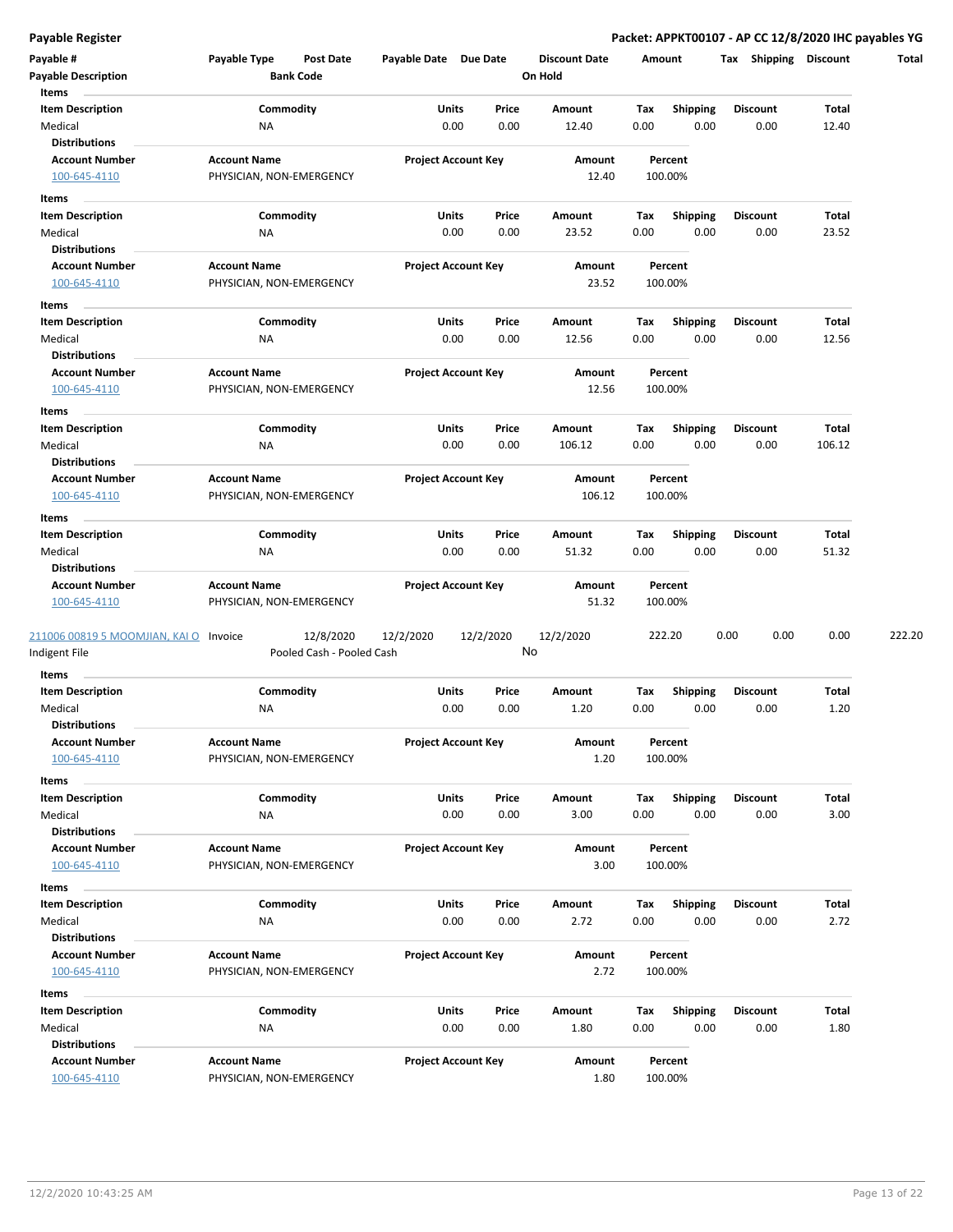**Payable Register** | **Packet: APPKT00107 - AP CC 12/8/2020 IHC payables YG**

| Payable # | Payable Type | Post Date | Payable Date | Due Date | Discount Date | Amount | Tax | Shipping | Discount | Total |
|---|---|---|---|---|---|---|---|---|---|---|
| **Payable Description** | | **Bank Code** | | | **On Hold** | | | | | |

**Items**

| Item Description | Commodity | Units | Price | Amount | Tax | Shipping | Discount | Total |
|---|---|---|---|---|---|---|---|---|
| Medical | NA | 0.00 | 0.00 | 12.40 | 0.00 | 0.00 | 0.00 | 12.40 |

**Distributions**

| Account Number | Account Name | Project Account Key | Amount | Percent |
|---|---|---|---|---|
| 100-645-4110 | PHYSICIAN, NON-EMERGENCY | | 12.40 | 100.00% |

**Items**

| Item Description | Commodity | Units | Price | Amount | Tax | Shipping | Discount | Total |
|---|---|---|---|---|---|---|---|---|
| Medical | NA | 0.00 | 0.00 | 23.52 | 0.00 | 0.00 | 0.00 | 23.52 |

**Distributions**

| Account Number | Account Name | Project Account Key | Amount | Percent |
|---|---|---|---|---|
| 100-645-4110 | PHYSICIAN, NON-EMERGENCY | | 23.52 | 100.00% |

**Items**

| Item Description | Commodity | Units | Price | Amount | Tax | Shipping | Discount | Total |
|---|---|---|---|---|---|---|---|---|
| Medical | NA | 0.00 | 0.00 | 12.56 | 0.00 | 0.00 | 0.00 | 12.56 |

**Distributions**

| Account Number | Account Name | Project Account Key | Amount | Percent |
|---|---|---|---|---|
| 100-645-4110 | PHYSICIAN, NON-EMERGENCY | | 12.56 | 100.00% |

**Items**

| Item Description | Commodity | Units | Price | Amount | Tax | Shipping | Discount | Total |
|---|---|---|---|---|---|---|---|---|
| Medical | NA | 0.00 | 0.00 | 106.12 | 0.00 | 0.00 | 0.00 | 106.12 |

**Distributions**

| Account Number | Account Name | Project Account Key | Amount | Percent |
|---|---|---|---|---|
| 100-645-4110 | PHYSICIAN, NON-EMERGENCY | | 106.12 | 100.00% |

**Items**

| Item Description | Commodity | Units | Price | Amount | Tax | Shipping | Discount | Total |
|---|---|---|---|---|---|---|---|---|
| Medical | NA | 0.00 | 0.00 | 51.32 | 0.00 | 0.00 | 0.00 | 51.32 |

**Distributions**

| Account Number | Account Name | Project Account Key | Amount | Percent |
|---|---|---|---|---|
| 100-645-4110 | PHYSICIAN, NON-EMERGENCY | | 51.32 | 100.00% |

| Payable # | Payable Type | Post Date | Payable Date | Due Date | Discount Date | Amount | Tax | Shipping | Discount | Total |
|---|---|---|---|---|---|---|---|---|---|---|
| 211006 00819 5 MOOMJIAN, KAI O | Invoice | 12/8/2020 | 12/2/2020 | 12/2/2020 | 12/2/2020 | 222.20 | 0.00 | 0.00 | 0.00 | 222.20 |
| Indigent File | | Pooled Cash - Pooled Cash | | | No | | | | | |

**Items**

| Item Description | Commodity | Units | Price | Amount | Tax | Shipping | Discount | Total |
|---|---|---|---|---|---|---|---|---|
| Medical | NA | 0.00 | 0.00 | 1.20 | 0.00 | 0.00 | 0.00 | 1.20 |

**Distributions**

| Account Number | Account Name | Project Account Key | Amount | Percent |
|---|---|---|---|---|
| 100-645-4110 | PHYSICIAN, NON-EMERGENCY | | 1.20 | 100.00% |

**Items**

| Item Description | Commodity | Units | Price | Amount | Tax | Shipping | Discount | Total |
|---|---|---|---|---|---|---|---|---|
| Medical | NA | 0.00 | 0.00 | 3.00 | 0.00 | 0.00 | 0.00 | 3.00 |

**Distributions**

| Account Number | Account Name | Project Account Key | Amount | Percent |
|---|---|---|---|---|
| 100-645-4110 | PHYSICIAN, NON-EMERGENCY | | 3.00 | 100.00% |

**Items**

| Item Description | Commodity | Units | Price | Amount | Tax | Shipping | Discount | Total |
|---|---|---|---|---|---|---|---|---|
| Medical | NA | 0.00 | 0.00 | 2.72 | 0.00 | 0.00 | 0.00 | 2.72 |

**Distributions**

| Account Number | Account Name | Project Account Key | Amount | Percent |
|---|---|---|---|---|
| 100-645-4110 | PHYSICIAN, NON-EMERGENCY | | 2.72 | 100.00% |

**Items**

| Item Description | Commodity | Units | Price | Amount | Tax | Shipping | Discount | Total |
|---|---|---|---|---|---|---|---|---|
| Medical | NA | 0.00 | 0.00 | 1.80 | 0.00 | 0.00 | 0.00 | 1.80 |

**Distributions**

| Account Number | Account Name | Project Account Key | Amount | Percent |
|---|---|---|---|---|
| 100-645-4110 | PHYSICIAN, NON-EMERGENCY | | 1.80 | 100.00% |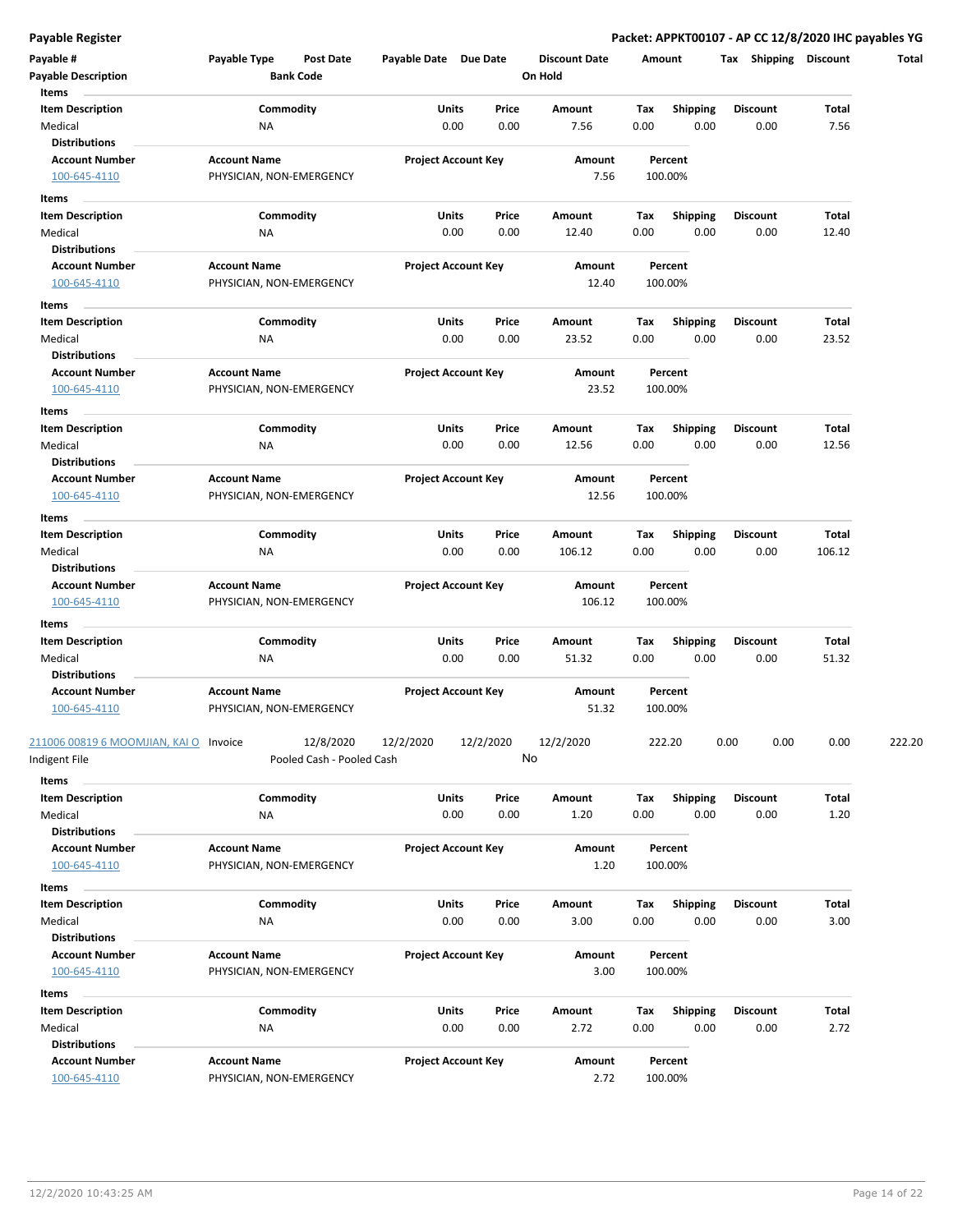**Payable Register** | **Packet: APPKT00107 - AP CC 12/8/2020 IHC payables YG**

| Payable # | Payable Type | Post Date | Payable Date | Due Date | Discount Date | Amount | Tax | Shipping | Discount | Total |
|---|---|---|---|---|---|---|---|---|---|---|
| **Payable Description** | | **Bank Code** | | | **On Hold** | | | | | |

**Items**

| Item Description | Commodity | Units | Price | Amount | Tax | Shipping | Discount | Total |
|---|---|---|---|---|---|---|---|---|
| Medical | NA | 0.00 | 0.00 | 7.56 | 0.00 | 0.00 | 0.00 | 7.56 |

**Distributions**

| Account Number | Account Name | Project Account Key | Amount | Percent |
|---|---|---|---|---|
| 100-645-4110 | PHYSICIAN, NON-EMERGENCY | | 7.56 | 100.00% |

**Items**

| Item Description | Commodity | Units | Price | Amount | Tax | Shipping | Discount | Total |
|---|---|---|---|---|---|---|---|---|
| Medical | NA | 0.00 | 0.00 | 12.40 | 0.00 | 0.00 | 0.00 | 12.40 |

**Distributions**

| Account Number | Account Name | Project Account Key | Amount | Percent |
|---|---|---|---|---|
| 100-645-4110 | PHYSICIAN, NON-EMERGENCY | | 12.40 | 100.00% |

**Items**

| Item Description | Commodity | Units | Price | Amount | Tax | Shipping | Discount | Total |
|---|---|---|---|---|---|---|---|---|
| Medical | NA | 0.00 | 0.00 | 23.52 | 0.00 | 0.00 | 0.00 | 23.52 |

**Distributions**

| Account Number | Account Name | Project Account Key | Amount | Percent |
|---|---|---|---|---|
| 100-645-4110 | PHYSICIAN, NON-EMERGENCY | | 23.52 | 100.00% |

**Items**

| Item Description | Commodity | Units | Price | Amount | Tax | Shipping | Discount | Total |
|---|---|---|---|---|---|---|---|---|
| Medical | NA | 0.00 | 0.00 | 12.56 | 0.00 | 0.00 | 0.00 | 12.56 |

**Distributions**

| Account Number | Account Name | Project Account Key | Amount | Percent |
|---|---|---|---|---|
| 100-645-4110 | PHYSICIAN, NON-EMERGENCY | | 12.56 | 100.00% |

**Items**

| Item Description | Commodity | Units | Price | Amount | Tax | Shipping | Discount | Total |
|---|---|---|---|---|---|---|---|---|
| Medical | NA | 0.00 | 0.00 | 106.12 | 0.00 | 0.00 | 0.00 | 106.12 |

**Distributions**

| Account Number | Account Name | Project Account Key | Amount | Percent |
|---|---|---|---|---|
| 100-645-4110 | PHYSICIAN, NON-EMERGENCY | | 106.12 | 100.00% |

**Items**

| Item Description | Commodity | Units | Price | Amount | Tax | Shipping | Discount | Total |
|---|---|---|---|---|---|---|---|---|
| Medical | NA | 0.00 | 0.00 | 51.32 | 0.00 | 0.00 | 0.00 | 51.32 |

**Distributions**

| Account Number | Account Name | Project Account Key | Amount | Percent |
|---|---|---|---|---|
| 100-645-4110 | PHYSICIAN, NON-EMERGENCY | | 51.32 | 100.00% |

| Payable # | Payable Type | Post Date | Payable Date | Due Date | Discount Date | Amount | Tax | Shipping | Discount | Total |
|---|---|---|---|---|---|---|---|---|---|---|
| 211006 00819 6 MOOMJIAN, KAI O | Invoice | 12/8/2020 | 12/2/2020 | 12/2/2020 | 12/2/2020 | 222.20 | 0.00 | 0.00 | 0.00 | 222.20 |
| Indigent File | | Pooled Cash - Pooled Cash | | | No | | | | | |

**Items**

| Item Description | Commodity | Units | Price | Amount | Tax | Shipping | Discount | Total |
|---|---|---|---|---|---|---|---|---|
| Medical | NA | 0.00 | 0.00 | 1.20 | 0.00 | 0.00 | 0.00 | 1.20 |

**Distributions**

| Account Number | Account Name | Project Account Key | Amount | Percent |
|---|---|---|---|---|
| 100-645-4110 | PHYSICIAN, NON-EMERGENCY | | 1.20 | 100.00% |

**Items**

| Item Description | Commodity | Units | Price | Amount | Tax | Shipping | Discount | Total |
|---|---|---|---|---|---|---|---|---|
| Medical | NA | 0.00 | 0.00 | 3.00 | 0.00 | 0.00 | 0.00 | 3.00 |

**Distributions**

| Account Number | Account Name | Project Account Key | Amount | Percent |
|---|---|---|---|---|
| 100-645-4110 | PHYSICIAN, NON-EMERGENCY | | 3.00 | 100.00% |

**Items**

| Item Description | Commodity | Units | Price | Amount | Tax | Shipping | Discount | Total |
|---|---|---|---|---|---|---|---|---|
| Medical | NA | 0.00 | 0.00 | 2.72 | 0.00 | 0.00 | 0.00 | 2.72 |

**Distributions**

| Account Number | Account Name | Project Account Key | Amount | Percent |
|---|---|---|---|---|
| 100-645-4110 | PHYSICIAN, NON-EMERGENCY | | 2.72 | 100.00% |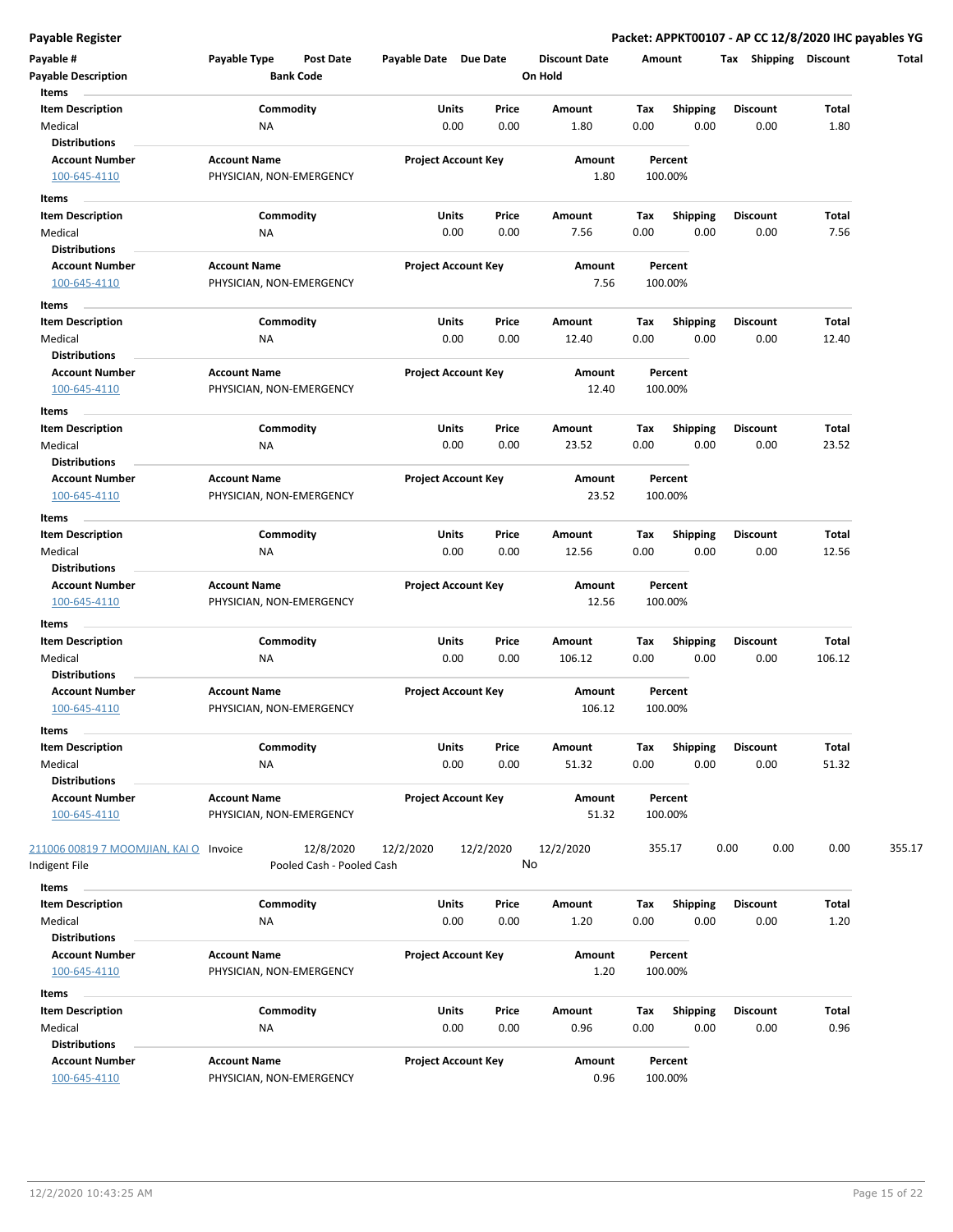| Payable # | Payable Type | Post Date | Payable Date | Due Date | Discount Date | Amount | Tax | Shipping | Discount | Total |
|---|---|---|---|---|---|---|---|---|---|---|
| Payable Description | | Bank Code | | | On Hold | | | | | |

**Items**

| Item Description | Commodity | Units | Price | Amount | Tax | Shipping | Discount | Total |
|---|---|---|---|---|---|---|---|---|
| Medical | NA | 0.00 | 0.00 | 1.80 | 0.00 | 0.00 | 0.00 | 1.80 |

**Distributions**

| Account Number | Account Name | Project Account Key | Amount | Percent |
|---|---|---|---|---|
| 100-645-4110 | PHYSICIAN, NON-EMERGENCY | | 1.80 | 100.00% |

**Items**

| Item Description | Commodity | Units | Price | Amount | Tax | Shipping | Discount | Total |
|---|---|---|---|---|---|---|---|---|
| Medical | NA | 0.00 | 0.00 | 7.56 | 0.00 | 0.00 | 0.00 | 7.56 |

**Distributions**

| Account Number | Account Name | Project Account Key | Amount | Percent |
|---|---|---|---|---|
| 100-645-4110 | PHYSICIAN, NON-EMERGENCY | | 7.56 | 100.00% |

**Items**

| Item Description | Commodity | Units | Price | Amount | Tax | Shipping | Discount | Total |
|---|---|---|---|---|---|---|---|---|
| Medical | NA | 0.00 | 0.00 | 12.40 | 0.00 | 0.00 | 0.00 | 12.40 |

**Distributions**

| Account Number | Account Name | Project Account Key | Amount | Percent |
|---|---|---|---|---|
| 100-645-4110 | PHYSICIAN, NON-EMERGENCY | | 12.40 | 100.00% |

**Items**

| Item Description | Commodity | Units | Price | Amount | Tax | Shipping | Discount | Total |
|---|---|---|---|---|---|---|---|---|
| Medical | NA | 0.00 | 0.00 | 23.52 | 0.00 | 0.00 | 0.00 | 23.52 |

**Distributions**

| Account Number | Account Name | Project Account Key | Amount | Percent |
|---|---|---|---|---|
| 100-645-4110 | PHYSICIAN, NON-EMERGENCY | | 23.52 | 100.00% |

**Items**

| Item Description | Commodity | Units | Price | Amount | Tax | Shipping | Discount | Total |
|---|---|---|---|---|---|---|---|---|
| Medical | NA | 0.00 | 0.00 | 12.56 | 0.00 | 0.00 | 0.00 | 12.56 |

**Distributions**

| Account Number | Account Name | Project Account Key | Amount | Percent |
|---|---|---|---|---|
| 100-645-4110 | PHYSICIAN, NON-EMERGENCY | | 12.56 | 100.00% |

**Items**

| Item Description | Commodity | Units | Price | Amount | Tax | Shipping | Discount | Total |
|---|---|---|---|---|---|---|---|---|
| Medical | NA | 0.00 | 0.00 | 106.12 | 0.00 | 0.00 | 0.00 | 106.12 |

**Distributions**

| Account Number | Account Name | Project Account Key | Amount | Percent |
|---|---|---|---|---|
| 100-645-4110 | PHYSICIAN, NON-EMERGENCY | | 106.12 | 100.00% |

**Items**

| Item Description | Commodity | Units | Price | Amount | Tax | Shipping | Discount | Total |
|---|---|---|---|---|---|---|---|---|
| Medical | NA | 0.00 | 0.00 | 51.32 | 0.00 | 0.00 | 0.00 | 51.32 |

**Distributions**

| Account Number | Account Name | Project Account Key | Amount | Percent |
|---|---|---|---|---|
| 100-645-4110 | PHYSICIAN, NON-EMERGENCY | | 51.32 | 100.00% |

| Payable # | Payable Type | Post Date | Payable Date | Due Date | Discount Date | Amount | Tax | Shipping | Discount | Total |
|---|---|---|---|---|---|---|---|---|---|---|
| 211006 00819 7 MOOMJIAN, KAI O | Invoice | 12/8/2020 | 12/2/2020 | 12/2/2020 | 12/2/2020 | 355.17 | 0.00 | 0.00 | 0.00 | 355.17 |
| Indigent File | | Pooled Cash - Pooled Cash | | | No | | | | | |

**Items**

| Item Description | Commodity | Units | Price | Amount | Tax | Shipping | Discount | Total |
|---|---|---|---|---|---|---|---|---|
| Medical | NA | 0.00 | 0.00 | 1.20 | 0.00 | 0.00 | 0.00 | 1.20 |

**Distributions**

| Account Number | Account Name | Project Account Key | Amount | Percent |
|---|---|---|---|---|
| 100-645-4110 | PHYSICIAN, NON-EMERGENCY | | 1.20 | 100.00% |

**Items**

| Item Description | Commodity | Units | Price | Amount | Tax | Shipping | Discount | Total |
|---|---|---|---|---|---|---|---|---|
| Medical | NA | 0.00 | 0.00 | 0.96 | 0.00 | 0.00 | 0.00 | 0.96 |

**Distributions**

| Account Number | Account Name | Project Account Key | Amount | Percent |
|---|---|---|---|---|
| 100-645-4110 | PHYSICIAN, NON-EMERGENCY | | 0.96 | 100.00% |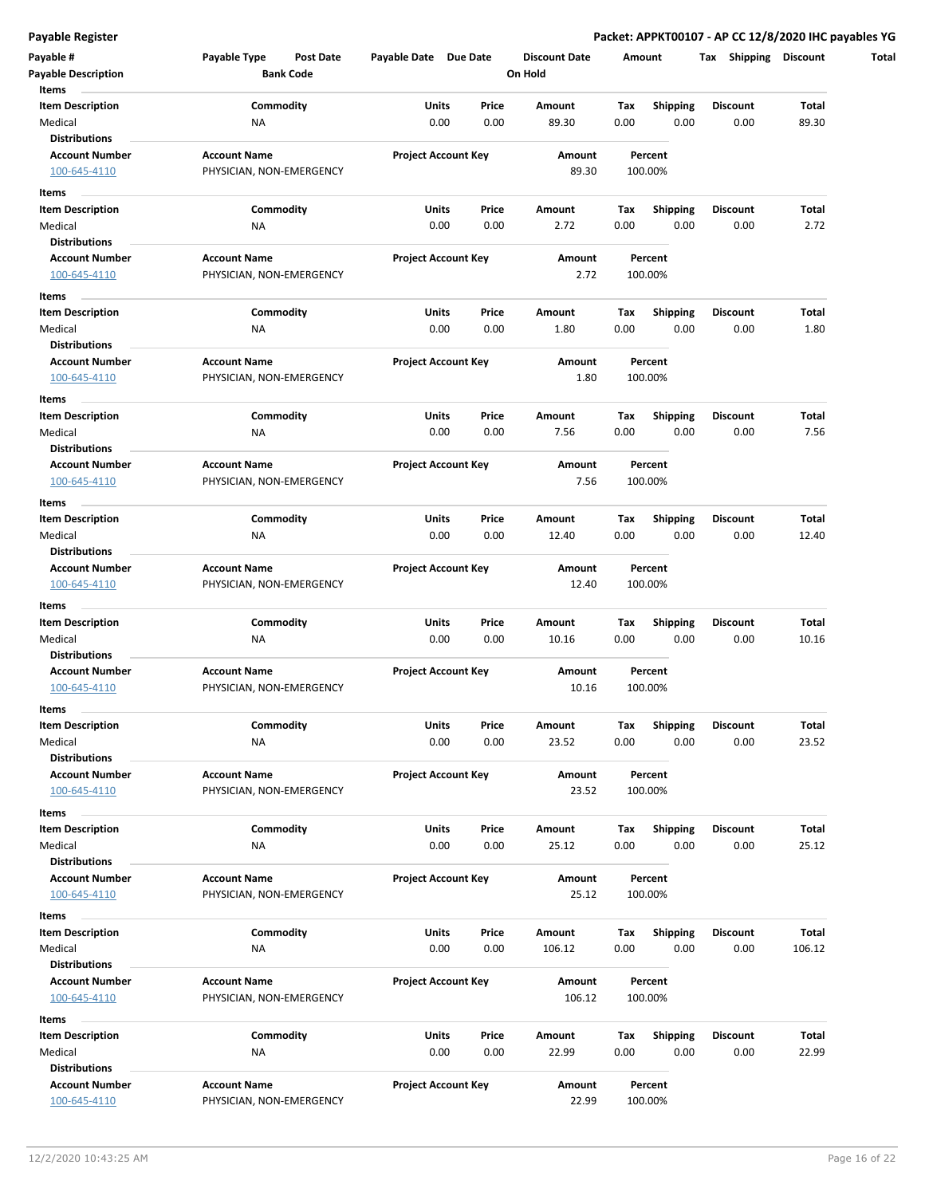**Payable Register**

**Packet: APPKT00107 - AP CC 12/8/2020 IHC payables YG**

| Payable # | Payable Type | Post Date | Payable Date | Due Date | Discount Date | Amount | Tax | Shipping | Discount | Total |
|---|---|---|---|---|---|---|---|---|---|---|
| **Payable Description** | | **Bank Code** | | | **On Hold** | | | | | |

**Items**

| Item Description | Commodity | Units | Price | Amount | Tax | Shipping | Discount | Total |
|---|---|---|---|---|---|---|---|---|
| Medical | NA | 0.00 | 0.00 | 89.30 | 0.00 | 0.00 | 0.00 | 89.30 |

**Distributions**

| Account Number | Account Name | Project Account Key | Amount | Percent |
|---|---|---|---|---|
| 100-645-4110 | PHYSICIAN, NON-EMERGENCY | | 89.30 | 100.00% |

**Items**

| Item Description | Commodity | Units | Price | Amount | Tax | Shipping | Discount | Total |
|---|---|---|---|---|---|---|---|---|
| Medical | NA | 0.00 | 0.00 | 2.72 | 0.00 | 0.00 | 0.00 | 2.72 |

**Distributions**

| Account Number | Account Name | Project Account Key | Amount | Percent |
|---|---|---|---|---|
| 100-645-4110 | PHYSICIAN, NON-EMERGENCY | | 2.72 | 100.00% |

**Items**

| Item Description | Commodity | Units | Price | Amount | Tax | Shipping | Discount | Total |
|---|---|---|---|---|---|---|---|---|
| Medical | NA | 0.00 | 0.00 | 1.80 | 0.00 | 0.00 | 0.00 | 1.80 |

**Distributions**

| Account Number | Account Name | Project Account Key | Amount | Percent |
|---|---|---|---|---|
| 100-645-4110 | PHYSICIAN, NON-EMERGENCY | | 1.80 | 100.00% |

**Items**

| Item Description | Commodity | Units | Price | Amount | Tax | Shipping | Discount | Total |
|---|---|---|---|---|---|---|---|---|
| Medical | NA | 0.00 | 0.00 | 7.56 | 0.00 | 0.00 | 0.00 | 7.56 |

**Distributions**

| Account Number | Account Name | Project Account Key | Amount | Percent |
|---|---|---|---|---|
| 100-645-4110 | PHYSICIAN, NON-EMERGENCY | | 7.56 | 100.00% |

**Items**

| Item Description | Commodity | Units | Price | Amount | Tax | Shipping | Discount | Total |
|---|---|---|---|---|---|---|---|---|
| Medical | NA | 0.00 | 0.00 | 12.40 | 0.00 | 0.00 | 0.00 | 12.40 |

**Distributions**

| Account Number | Account Name | Project Account Key | Amount | Percent |
|---|---|---|---|---|
| 100-645-4110 | PHYSICIAN, NON-EMERGENCY | | 12.40 | 100.00% |

**Items**

| Item Description | Commodity | Units | Price | Amount | Tax | Shipping | Discount | Total |
|---|---|---|---|---|---|---|---|---|
| Medical | NA | 0.00 | 0.00 | 10.16 | 0.00 | 0.00 | 0.00 | 10.16 |

**Distributions**

| Account Number | Account Name | Project Account Key | Amount | Percent |
|---|---|---|---|---|
| 100-645-4110 | PHYSICIAN, NON-EMERGENCY | | 10.16 | 100.00% |

**Items**

| Item Description | Commodity | Units | Price | Amount | Tax | Shipping | Discount | Total |
|---|---|---|---|---|---|---|---|---|
| Medical | NA | 0.00 | 0.00 | 23.52 | 0.00 | 0.00 | 0.00 | 23.52 |

**Distributions**

| Account Number | Account Name | Project Account Key | Amount | Percent |
|---|---|---|---|---|
| 100-645-4110 | PHYSICIAN, NON-EMERGENCY | | 23.52 | 100.00% |

**Items**

| Item Description | Commodity | Units | Price | Amount | Tax | Shipping | Discount | Total |
|---|---|---|---|---|---|---|---|---|
| Medical | NA | 0.00 | 0.00 | 25.12 | 0.00 | 0.00 | 0.00 | 25.12 |

**Distributions**

| Account Number | Account Name | Project Account Key | Amount | Percent |
|---|---|---|---|---|
| 100-645-4110 | PHYSICIAN, NON-EMERGENCY | | 25.12 | 100.00% |

**Items**

| Item Description | Commodity | Units | Price | Amount | Tax | Shipping | Discount | Total |
|---|---|---|---|---|---|---|---|---|
| Medical | NA | 0.00 | 0.00 | 106.12 | 0.00 | 0.00 | 0.00 | 106.12 |

**Distributions**

| Account Number | Account Name | Project Account Key | Amount | Percent |
|---|---|---|---|---|
| 100-645-4110 | PHYSICIAN, NON-EMERGENCY | | 106.12 | 100.00% |

**Items**

| Item Description | Commodity | Units | Price | Amount | Tax | Shipping | Discount | Total |
|---|---|---|---|---|---|---|---|---|
| Medical | NA | 0.00 | 0.00 | 22.99 | 0.00 | 0.00 | 0.00 | 22.99 |

**Distributions**

| Account Number | Account Name | Project Account Key | Amount | Percent |
|---|---|---|---|---|
| 100-645-4110 | PHYSICIAN, NON-EMERGENCY | | 22.99 | 100.00% |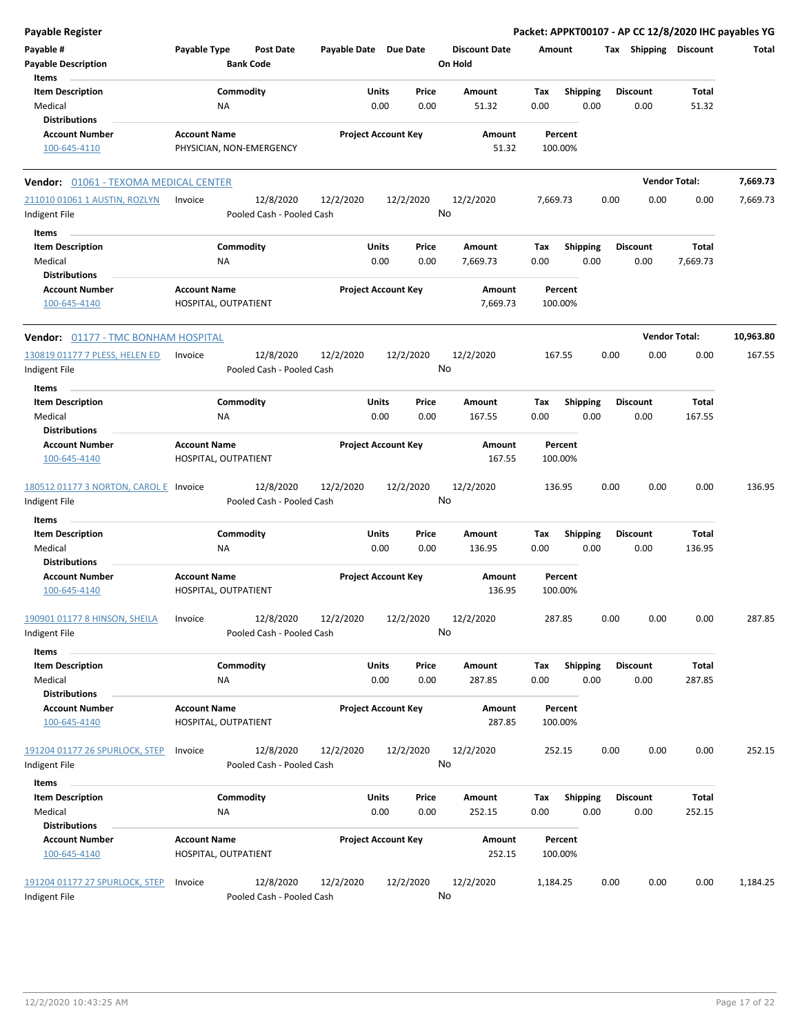**Payable Register** — **Packet: APPKT00107 - AP CC 12/8/2020 IHC payables YG**

| Payable # | Payable Type | Post Date | Payable Date | Due Date | Discount Date | Amount | Tax | Shipping | Discount | Total |
|---|---|---|---|---|---|---|---|---|---|---|
| Payable Description | | Bank Code | | | On Hold | | | | | |

**Items**

| Item Description | Commodity | Units | Price | Amount | Tax | Shipping | Discount | Total |
|---|---|---|---|---|---|---|---|---|
| Medical | NA | 0.00 | 0.00 | 51.32 | 0.00 | 0.00 | 0.00 | 51.32 |

**Distributions**

| Account Number | Account Name | Project Account Key | Amount | Percent |
|---|---|---|---|---|
| 100-645-4110 | PHYSICIAN, NON-EMERGENCY | | 51.32 | 100.00% |

---

**Vendor: 01061 - TEXOMA MEDICAL CENTER** — **Vendor Total: 7,669.73**

| Payable # | Payable Type | Post Date | Payable Date | Due Date | Discount Date | Amount | Tax | Shipping | Discount | Total |
|---|---|---|---|---|---|---|---|---|---|---|
| 211010 01061 1 AUSTIN, ROZLYN | Invoice | 12/8/2020 | 12/2/2020 | 12/2/2020 | 12/2/2020 | 7,669.73 | 0.00 | 0.00 | 0.00 | 7,669.73 |
| Indigent File | | Pooled Cash - Pooled Cash | | | No | | | | | |

**Items**

| Item Description | Commodity | Units | Price | Amount | Tax | Shipping | Discount | Total |
|---|---|---|---|---|---|---|---|---|
| Medical | NA | 0.00 | 0.00 | 7,669.73 | 0.00 | 0.00 | 0.00 | 7,669.73 |

**Distributions**

| Account Number | Account Name | Project Account Key | Amount | Percent |
|---|---|---|---|---|
| 100-645-4140 | HOSPITAL, OUTPATIENT | | 7,669.73 | 100.00% |

---

**Vendor: 01177 - TMC BONHAM HOSPITAL** — **Vendor Total: 10,963.80**

| Payable # | Payable Type | Post Date | Payable Date | Due Date | Discount Date | Amount | Tax | Shipping | Discount | Total |
|---|---|---|---|---|---|---|---|---|---|---|
| 130819 01177 7 PLESS, HELEN ED | Invoice | 12/8/2020 | 12/2/2020 | 12/2/2020 | 12/2/2020 | 167.55 | 0.00 | 0.00 | 0.00 | 167.55 |
| Indigent File | | Pooled Cash - Pooled Cash | | | No | | | | | |

**Items**

| Item Description | Commodity | Units | Price | Amount | Tax | Shipping | Discount | Total |
|---|---|---|---|---|---|---|---|---|
| Medical | NA | 0.00 | 0.00 | 167.55 | 0.00 | 0.00 | 0.00 | 167.55 |

**Distributions**

| Account Number | Account Name | Project Account Key | Amount | Percent |
|---|---|---|---|---|
| 100-645-4140 | HOSPITAL, OUTPATIENT | | 167.55 | 100.00% |

| Payable # | Payable Type | Post Date | Payable Date | Due Date | Discount Date | Amount | Tax | Shipping | Discount | Total |
|---|---|---|---|---|---|---|---|---|---|---|
| 180512 01177 3 NORTON, CAROL E | Invoice | 12/8/2020 | 12/2/2020 | 12/2/2020 | 12/2/2020 | 136.95 | 0.00 | 0.00 | 0.00 | 136.95 |
| Indigent File | | Pooled Cash - Pooled Cash | | | No | | | | | |

**Items**

| Item Description | Commodity | Units | Price | Amount | Tax | Shipping | Discount | Total |
|---|---|---|---|---|---|---|---|---|
| Medical | NA | 0.00 | 0.00 | 136.95 | 0.00 | 0.00 | 0.00 | 136.95 |

**Distributions**

| Account Number | Account Name | Project Account Key | Amount | Percent |
|---|---|---|---|---|
| 100-645-4140 | HOSPITAL, OUTPATIENT | | 136.95 | 100.00% |

| Payable # | Payable Type | Post Date | Payable Date | Due Date | Discount Date | Amount | Tax | Shipping | Discount | Total |
|---|---|---|---|---|---|---|---|---|---|---|
| 190901 01177 8 HINSON, SHEILA | Invoice | 12/8/2020 | 12/2/2020 | 12/2/2020 | 12/2/2020 | 287.85 | 0.00 | 0.00 | 0.00 | 287.85 |
| Indigent File | | Pooled Cash - Pooled Cash | | | No | | | | | |

**Items**

| Item Description | Commodity | Units | Price | Amount | Tax | Shipping | Discount | Total |
|---|---|---|---|---|---|---|---|---|
| Medical | NA | 0.00 | 0.00 | 287.85 | 0.00 | 0.00 | 0.00 | 287.85 |

**Distributions**

| Account Number | Account Name | Project Account Key | Amount | Percent |
|---|---|---|---|---|
| 100-645-4140 | HOSPITAL, OUTPATIENT | | 287.85 | 100.00% |

| Payable # | Payable Type | Post Date | Payable Date | Due Date | Discount Date | Amount | Tax | Shipping | Discount | Total |
|---|---|---|---|---|---|---|---|---|---|---|
| 191204 01177 26 SPURLOCK, STEP | Invoice | 12/8/2020 | 12/2/2020 | 12/2/2020 | 12/2/2020 | 252.15 | 0.00 | 0.00 | 0.00 | 252.15 |
| Indigent File | | Pooled Cash - Pooled Cash | | | No | | | | | |

**Items**

| Item Description | Commodity | Units | Price | Amount | Tax | Shipping | Discount | Total |
|---|---|---|---|---|---|---|---|---|
| Medical | NA | 0.00 | 0.00 | 252.15 | 0.00 | 0.00 | 0.00 | 252.15 |

**Distributions**

| Account Number | Account Name | Project Account Key | Amount | Percent |
|---|---|---|---|---|
| 100-645-4140 | HOSPITAL, OUTPATIENT | | 252.15 | 100.00% |

| Payable # | Payable Type | Post Date | Payable Date | Due Date | Discount Date | Amount | Tax | Shipping | Discount | Total |
|---|---|---|---|---|---|---|---|---|---|---|
| 191204 01177 27 SPURLOCK, STEP | Invoice | 12/8/2020 | 12/2/2020 | 12/2/2020 | 12/2/2020 | 1,184.25 | 0.00 | 0.00 | 0.00 | 1,184.25 |
| Indigent File | | Pooled Cash - Pooled Cash | | | No | | | | | |

12/2/2020 10:43:25 AM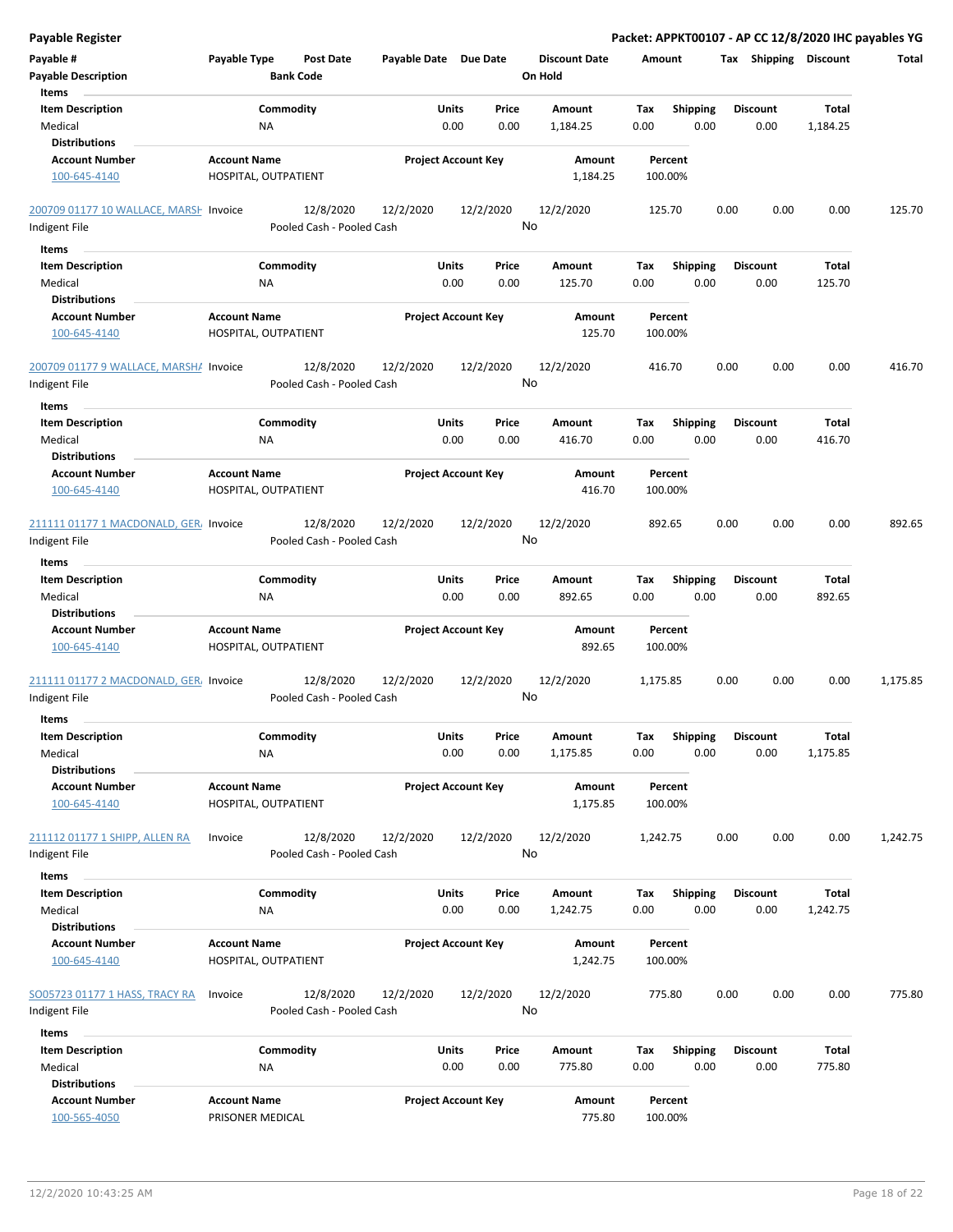| Payable # | Payable Type | Post Date | Payable Date | Due Date | Discount Date | Amount | Tax | Shipping | Discount | Total |
|---|---|---|---|---|---|---|---|---|---|---|
| Payable Description | | Bank Code | | | On Hold | | | | | |

**Items**

| Item Description | Commodity | Units | Price | Amount | Tax | Shipping | Discount | Total |
|---|---|---|---|---|---|---|---|---|
| Medical | NA | 0.00 | 0.00 | 1,184.25 | 0.00 | 0.00 | 0.00 | 1,184.25 |

**Distributions**

| Account Number | Account Name | Project Account Key | Amount | Percent |
|---|---|---|---|---|
| 100-645-4140 | HOSPITAL, OUTPATIENT | | 1,184.25 | 100.00% |

---

| Payable # | Payable Type | Post Date | Payable Date | Due Date | Discount Date | Amount | Tax | Shipping | Discount | Total |
|---|---|---|---|---|---|---|---|---|---|---|
| 200709 01177 10 WALLACE, MARSH | Invoice | 12/8/2020 | 12/2/2020 | 12/2/2020 | 12/2/2020 | 125.70 | 0.00 | 0.00 | 0.00 | 125.70 |
| Indigent File | | Pooled Cash - Pooled Cash | | | No | | | | | |

**Items**

| Item Description | Commodity | Units | Price | Amount | Tax | Shipping | Discount | Total |
|---|---|---|---|---|---|---|---|---|
| Medical | NA | 0.00 | 0.00 | 125.70 | 0.00 | 0.00 | 0.00 | 125.70 |

**Distributions**

| Account Number | Account Name | Project Account Key | Amount | Percent |
|---|---|---|---|---|
| 100-645-4140 | HOSPITAL, OUTPATIENT | | 125.70 | 100.00% |

---

| Payable # | Payable Type | Post Date | Payable Date | Due Date | Discount Date | Amount | Tax | Shipping | Discount | Total |
|---|---|---|---|---|---|---|---|---|---|---|
| 200709 01177 9 WALLACE, MARSHA | Invoice | 12/8/2020 | 12/2/2020 | 12/2/2020 | 12/2/2020 | 416.70 | 0.00 | 0.00 | 0.00 | 416.70 |
| Indigent File | | Pooled Cash - Pooled Cash | | | No | | | | | |

**Items**

| Item Description | Commodity | Units | Price | Amount | Tax | Shipping | Discount | Total |
|---|---|---|---|---|---|---|---|---|
| Medical | NA | 0.00 | 0.00 | 416.70 | 0.00 | 0.00 | 0.00 | 416.70 |

**Distributions**

| Account Number | Account Name | Project Account Key | Amount | Percent |
|---|---|---|---|---|
| 100-645-4140 | HOSPITAL, OUTPATIENT | | 416.70 | 100.00% |

---

| Payable # | Payable Type | Post Date | Payable Date | Due Date | Discount Date | Amount | Tax | Shipping | Discount | Total |
|---|---|---|---|---|---|---|---|---|---|---|
| 211111 01177 1 MACDONALD, GER | Invoice | 12/8/2020 | 12/2/2020 | 12/2/2020 | 12/2/2020 | 892.65 | 0.00 | 0.00 | 0.00 | 892.65 |
| Indigent File | | Pooled Cash - Pooled Cash | | | No | | | | | |

**Items**

| Item Description | Commodity | Units | Price | Amount | Tax | Shipping | Discount | Total |
|---|---|---|---|---|---|---|---|---|
| Medical | NA | 0.00 | 0.00 | 892.65 | 0.00 | 0.00 | 0.00 | 892.65 |

**Distributions**

| Account Number | Account Name | Project Account Key | Amount | Percent |
|---|---|---|---|---|
| 100-645-4140 | HOSPITAL, OUTPATIENT | | 892.65 | 100.00% |

---

| Payable # | Payable Type | Post Date | Payable Date | Due Date | Discount Date | Amount | Tax | Shipping | Discount | Total |
|---|---|---|---|---|---|---|---|---|---|---|
| 211111 01177 2 MACDONALD, GER | Invoice | 12/8/2020 | 12/2/2020 | 12/2/2020 | 12/2/2020 | 1,175.85 | 0.00 | 0.00 | 0.00 | 1,175.85 |
| Indigent File | | Pooled Cash - Pooled Cash | | | No | | | | | |

**Items**

| Item Description | Commodity | Units | Price | Amount | Tax | Shipping | Discount | Total |
|---|---|---|---|---|---|---|---|---|
| Medical | NA | 0.00 | 0.00 | 1,175.85 | 0.00 | 0.00 | 0.00 | 1,175.85 |

**Distributions**

| Account Number | Account Name | Project Account Key | Amount | Percent |
|---|---|---|---|---|
| 100-645-4140 | HOSPITAL, OUTPATIENT | | 1,175.85 | 100.00% |

---

| Payable # | Payable Type | Post Date | Payable Date | Due Date | Discount Date | Amount | Tax | Shipping | Discount | Total |
|---|---|---|---|---|---|---|---|---|---|---|
| 211112 01177 1 SHIPP, ALLEN RA | Invoice | 12/8/2020 | 12/2/2020 | 12/2/2020 | 12/2/2020 | 1,242.75 | 0.00 | 0.00 | 0.00 | 1,242.75 |
| Indigent File | | Pooled Cash - Pooled Cash | | | No | | | | | |

**Items**

| Item Description | Commodity | Units | Price | Amount | Tax | Shipping | Discount | Total |
|---|---|---|---|---|---|---|---|---|
| Medical | NA | 0.00 | 0.00 | 1,242.75 | 0.00 | 0.00 | 0.00 | 1,242.75 |

**Distributions**

| Account Number | Account Name | Project Account Key | Amount | Percent |
|---|---|---|---|---|
| 100-645-4140 | HOSPITAL, OUTPATIENT | | 1,242.75 | 100.00% |

---

| Payable # | Payable Type | Post Date | Payable Date | Due Date | Discount Date | Amount | Tax | Shipping | Discount | Total |
|---|---|---|---|---|---|---|---|---|---|---|
| SO05723 01177 1 HASS, TRACY RA | Invoice | 12/8/2020 | 12/2/2020 | 12/2/2020 | 12/2/2020 | 775.80 | 0.00 | 0.00 | 0.00 | 775.80 |
| Indigent File | | Pooled Cash - Pooled Cash | | | No | | | | | |

**Items**

| Item Description | Commodity | Units | Price | Amount | Tax | Shipping | Discount | Total |
|---|---|---|---|---|---|---|---|---|
| Medical | NA | 0.00 | 0.00 | 775.80 | 0.00 | 0.00 | 0.00 | 775.80 |

**Distributions**

| Account Number | Account Name | Project Account Key | Amount | Percent |
|---|---|---|---|---|
| 100-565-4050 | PRISONER MEDICAL | | 775.80 | 100.00% |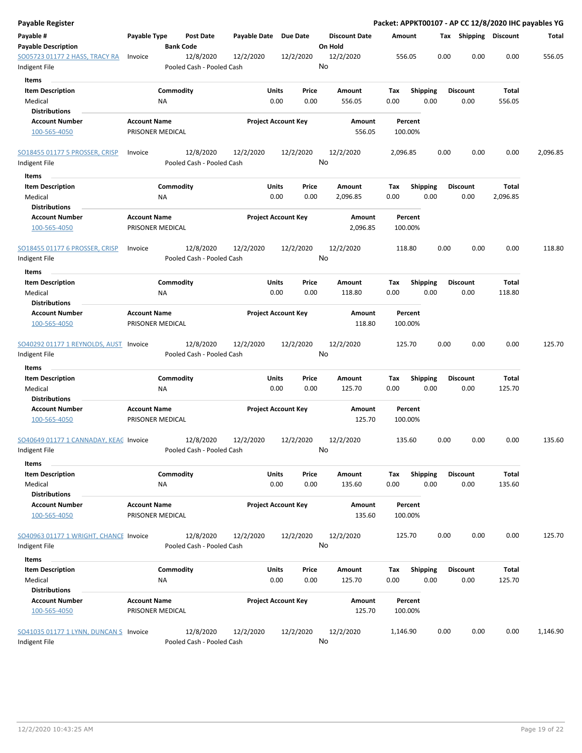## Payable Register

**Packet: APPKT00107 - AP CC 12/8/2020 IHC payables YG**

| Payable # / Payable Description | Payable Type | Post Date / Bank Code | Payable Date | Due Date | Discount Date / On Hold | Amount | Tax | Shipping | Discount | Total |
|---|---|---|---|---|---|---|---|---|---|---|
| SO05723 01177 2 HASS, TRACY RA / Indigent File | Invoice | 12/8/2020 / Pooled Cash - Pooled Cash | 12/2/2020 | 12/2/2020 | 12/2/2020 / No | 556.05 | 0.00 | 0.00 | 0.00 | 556.05 |

**Items**

| Item Description | Commodity | Units | Price | Amount | Tax | Shipping | Discount | Total |
|---|---|---|---|---|---|---|---|---|
| Medical | NA | 0.00 | 0.00 | 556.05 | 0.00 | 0.00 | 0.00 | 556.05 |

**Distributions**

| Account Number | Account Name | Project Account Key | Amount | Percent |
|---|---|---|---|---|
| 100-565-4050 | PRISONER MEDICAL | | 556.05 | 100.00% |

| Payable # / Payable Description | Payable Type | Post Date / Bank Code | Payable Date | Due Date | Discount Date / On Hold | Amount | Tax | Shipping | Discount | Total |
|---|---|---|---|---|---|---|---|---|---|---|
| SO18455 01177 5 PROSSER, CRISP / Indigent File | Invoice | 12/8/2020 / Pooled Cash - Pooled Cash | 12/2/2020 | 12/2/2020 | 12/2/2020 / No | 2,096.85 | 0.00 | 0.00 | 0.00 | 2,096.85 |

**Items**

| Item Description | Commodity | Units | Price | Amount | Tax | Shipping | Discount | Total |
|---|---|---|---|---|---|---|---|---|
| Medical | NA | 0.00 | 0.00 | 2,096.85 | 0.00 | 0.00 | 0.00 | 2,096.85 |

**Distributions**

| Account Number | Account Name | Project Account Key | Amount | Percent |
|---|---|---|---|---|
| 100-565-4050 | PRISONER MEDICAL | | 2,096.85 | 100.00% |

| Payable # / Payable Description | Payable Type | Post Date / Bank Code | Payable Date | Due Date | Discount Date / On Hold | Amount | Tax | Shipping | Discount | Total |
|---|---|---|---|---|---|---|---|---|---|---|
| SO18455 01177 6 PROSSER, CRISP / Indigent File | Invoice | 12/8/2020 / Pooled Cash - Pooled Cash | 12/2/2020 | 12/2/2020 | 12/2/2020 / No | 118.80 | 0.00 | 0.00 | 0.00 | 118.80 |

**Items**

| Item Description | Commodity | Units | Price | Amount | Tax | Shipping | Discount | Total |
|---|---|---|---|---|---|---|---|---|
| Medical | NA | 0.00 | 0.00 | 118.80 | 0.00 | 0.00 | 0.00 | 118.80 |

**Distributions**

| Account Number | Account Name | Project Account Key | Amount | Percent |
|---|---|---|---|---|
| 100-565-4050 | PRISONER MEDICAL | | 118.80 | 100.00% |

| Payable # / Payable Description | Payable Type | Post Date / Bank Code | Payable Date | Due Date | Discount Date / On Hold | Amount | Tax | Shipping | Discount | Total |
|---|---|---|---|---|---|---|---|---|---|---|
| SO40292 01177 1 REYNOLDS, AUST / Indigent File | Invoice | 12/8/2020 / Pooled Cash - Pooled Cash | 12/2/2020 | 12/2/2020 | 12/2/2020 / No | 125.70 | 0.00 | 0.00 | 0.00 | 125.70 |

**Items**

| Item Description | Commodity | Units | Price | Amount | Tax | Shipping | Discount | Total |
|---|---|---|---|---|---|---|---|---|
| Medical | NA | 0.00 | 0.00 | 125.70 | 0.00 | 0.00 | 0.00 | 125.70 |

**Distributions**

| Account Number | Account Name | Project Account Key | Amount | Percent |
|---|---|---|---|---|
| 100-565-4050 | PRISONER MEDICAL | | 125.70 | 100.00% |

| Payable # / Payable Description | Payable Type | Post Date / Bank Code | Payable Date | Due Date | Discount Date / On Hold | Amount | Tax | Shipping | Discount | Total |
|---|---|---|---|---|---|---|---|---|---|---|
| SO40649 01177 1 CANNADAY, KEAG / Indigent File | Invoice | 12/8/2020 / Pooled Cash - Pooled Cash | 12/2/2020 | 12/2/2020 | 12/2/2020 / No | 135.60 | 0.00 | 0.00 | 0.00 | 135.60 |

**Items**

| Item Description | Commodity | Units | Price | Amount | Tax | Shipping | Discount | Total |
|---|---|---|---|---|---|---|---|---|
| Medical | NA | 0.00 | 0.00 | 135.60 | 0.00 | 0.00 | 0.00 | 135.60 |

**Distributions**

| Account Number | Account Name | Project Account Key | Amount | Percent |
|---|---|---|---|---|
| 100-565-4050 | PRISONER MEDICAL | | 135.60 | 100.00% |

| Payable # / Payable Description | Payable Type | Post Date / Bank Code | Payable Date | Due Date | Discount Date / On Hold | Amount | Tax | Shipping | Discount | Total |
|---|---|---|---|---|---|---|---|---|---|---|
| SO40963 01177 1 WRIGHT, CHANCE / Indigent File | Invoice | 12/8/2020 / Pooled Cash - Pooled Cash | 12/2/2020 | 12/2/2020 | 12/2/2020 / No | 125.70 | 0.00 | 0.00 | 0.00 | 125.70 |

**Items**

| Item Description | Commodity | Units | Price | Amount | Tax | Shipping | Discount | Total |
|---|---|---|---|---|---|---|---|---|
| Medical | NA | 0.00 | 0.00 | 125.70 | 0.00 | 0.00 | 0.00 | 125.70 |

**Distributions**

| Account Number | Account Name | Project Account Key | Amount | Percent |
|---|---|---|---|---|
| 100-565-4050 | PRISONER MEDICAL | | 125.70 | 100.00% |

| Payable # / Payable Description | Payable Type | Post Date / Bank Code | Payable Date | Due Date | Discount Date / On Hold | Amount | Tax | Shipping | Discount | Total |
|---|---|---|---|---|---|---|---|---|---|---|
| SO41035 01177 1 LYNN, DUNCAN S / Indigent File | Invoice | 12/8/2020 / Pooled Cash - Pooled Cash | 12/2/2020 | 12/2/2020 | 12/2/2020 / No | 1,146.90 | 0.00 | 0.00 | 0.00 | 1,146.90 |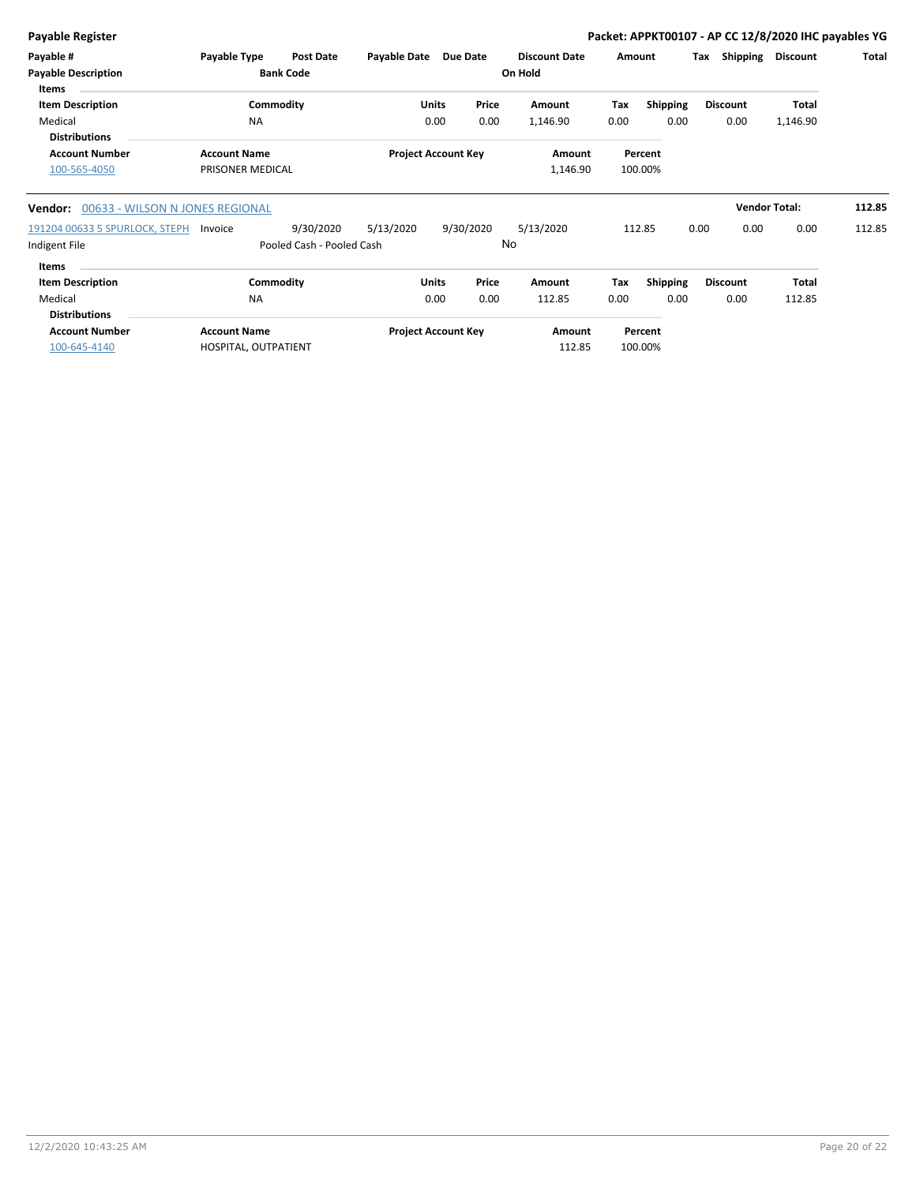**Payable Register** — **Packet: APPKT00107 - AP CC 12/8/2020 IHC payables YG**

| Payable # | Payable Type | Post Date | Payable Date | Due Date | Discount Date | Amount | Tax | Shipping | Discount | Total |
|---|---|---|---|---|---|---|---|---|---|---|
| **Payable Description** | | **Bank Code** | | | **On Hold** | | | | | |

**Items**

| Item Description | Commodity | Units | Price | Amount | Tax | Shipping | Discount | Total |
|---|---|---|---|---|---|---|---|---|
| Medical | NA | 0.00 | 0.00 | 1,146.90 | 0.00 | 0.00 | 0.00 | 1,146.90 |

**Distributions**

| Account Number | Account Name | Project Account Key | Amount | Percent |
|---|---|---|---|---|
| 100-565-4050 | PRISONER MEDICAL | | 1,146.90 | 100.00% |

**Vendor:** 00633 - WILSON N JONES REGIONAL — **Vendor Total:** 112.85

| Payable # | Payable Type | Post Date | Payable Date | Due Date | Discount Date | Amount | Tax | Shipping | Discount | Total |
|---|---|---|---|---|---|---|---|---|---|---|
| 191204 00633 5 SPURLOCK, STEPH | Invoice | 9/30/2020 | 5/13/2020 | 9/30/2020 | 5/13/2020 | 112.85 | 0.00 | 0.00 | 0.00 | 112.85 |
| Indigent File | | Pooled Cash - Pooled Cash | | | No | | | | | |

**Items**

| Item Description | Commodity | Units | Price | Amount | Tax | Shipping | Discount | Total |
|---|---|---|---|---|---|---|---|---|
| Medical | NA | 0.00 | 0.00 | 112.85 | 0.00 | 0.00 | 0.00 | 112.85 |

**Distributions**

| Account Number | Account Name | Project Account Key | Amount | Percent |
|---|---|---|---|---|
| 100-645-4140 | HOSPITAL, OUTPATIENT | | 112.85 | 100.00% |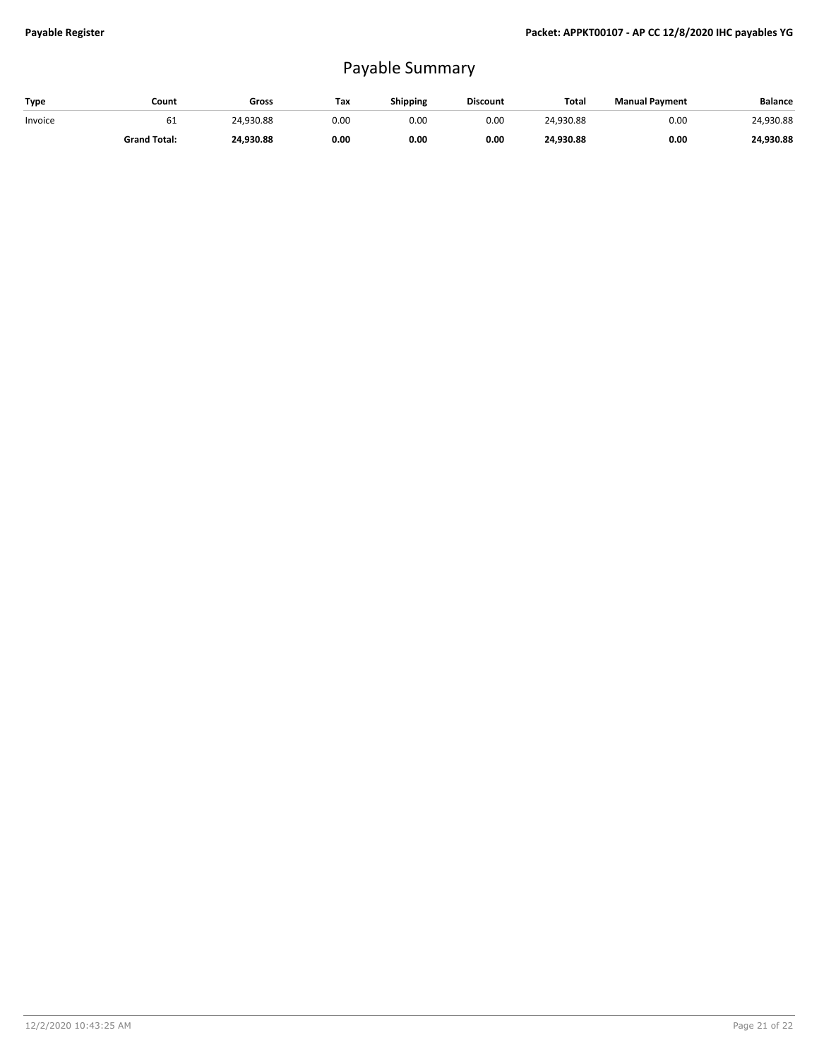# Payable Summary

| Type | Count | Gross | Tax | Shipping | Discount | Total | Manual Payment | Balance |
|---|---|---|---|---|---|---|---|---|
| Invoice | 61 | 24,930.88 | 0.00 | 0.00 | 0.00 | 24,930.88 | 0.00 | 24,930.88 |
| | **Grand Total:** | **24,930.88** | **0.00** | **0.00** | **0.00** | **24,930.88** | **0.00** | **24,930.88** |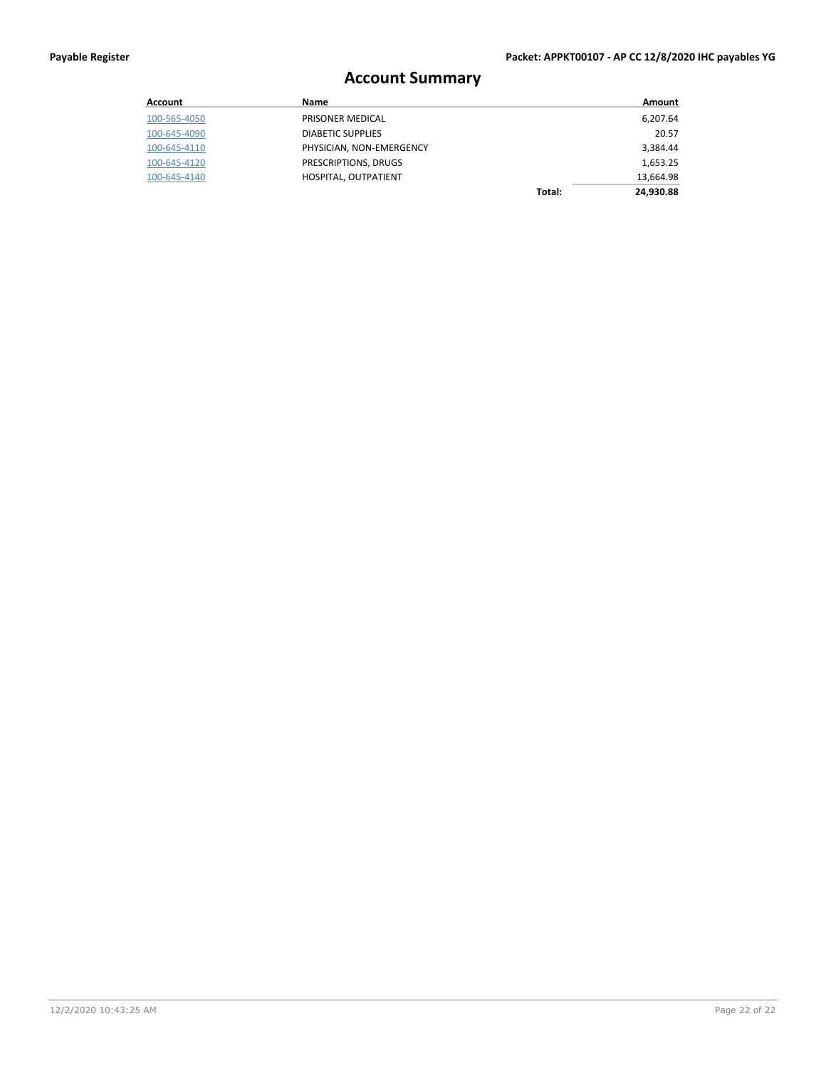# Account Summary

| Account | Name | | Amount |
|---|---|---|---|
| 100-565-4050 | PRISONER MEDICAL | | 6,207.64 |
| 100-645-4090 | DIABETIC SUPPLIES | | 20.57 |
| 100-645-4110 | PHYSICIAN, NON-EMERGENCY | | 3,384.44 |
| 100-645-4120 | PRESCRIPTIONS, DRUGS | | 1,653.25 |
| 100-645-4140 | HOSPITAL, OUTPATIENT | | 13,664.98 |
| | | **Total:** | **24,930.88** |